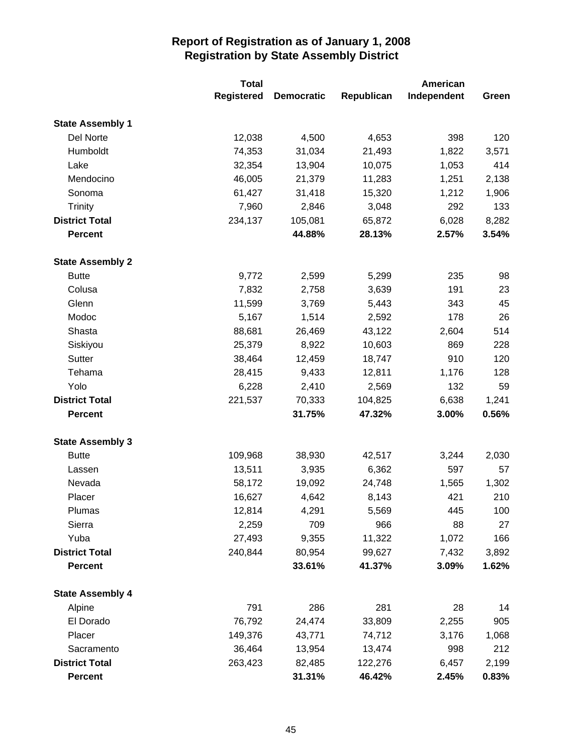# Report of Registration as of January 1, 2008
## Registration by State Assembly District

| | Total Registered | Democratic | Republican | American Independent | Green |
|---|---|---|---|---|---|
| **State Assembly 1** | | | | | |
| Del Norte | 12,038 | 4,500 | 4,653 | 398 | 120 |
| Humboldt | 74,353 | 31,034 | 21,493 | 1,822 | 3,571 |
| Lake | 32,354 | 13,904 | 10,075 | 1,053 | 414 |
| Mendocino | 46,005 | 21,379 | 11,283 | 1,251 | 2,138 |
| Sonoma | 61,427 | 31,418 | 15,320 | 1,212 | 1,906 |
| Trinity | 7,960 | 2,846 | 3,048 | 292 | 133 |
| **District Total** | 234,137 | 105,081 | 65,872 | 6,028 | 8,282 |
| **Percent** | | **44.88%** | **28.13%** | **2.57%** | **3.54%** |
| **State Assembly 2** | | | | | |
| Butte | 9,772 | 2,599 | 5,299 | 235 | 98 |
| Colusa | 7,832 | 2,758 | 3,639 | 191 | 23 |
| Glenn | 11,599 | 3,769 | 5,443 | 343 | 45 |
| Modoc | 5,167 | 1,514 | 2,592 | 178 | 26 |
| Shasta | 88,681 | 26,469 | 43,122 | 2,604 | 514 |
| Siskiyou | 25,379 | 8,922 | 10,603 | 869 | 228 |
| Sutter | 38,464 | 12,459 | 18,747 | 910 | 120 |
| Tehama | 28,415 | 9,433 | 12,811 | 1,176 | 128 |
| Yolo | 6,228 | 2,410 | 2,569 | 132 | 59 |
| **District Total** | 221,537 | 70,333 | 104,825 | 6,638 | 1,241 |
| **Percent** | | **31.75%** | **47.32%** | **3.00%** | **0.56%** |
| **State Assembly 3** | | | | | |
| Butte | 109,968 | 38,930 | 42,517 | 3,244 | 2,030 |
| Lassen | 13,511 | 3,935 | 6,362 | 597 | 57 |
| Nevada | 58,172 | 19,092 | 24,748 | 1,565 | 1,302 |
| Placer | 16,627 | 4,642 | 8,143 | 421 | 210 |
| Plumas | 12,814 | 4,291 | 5,569 | 445 | 100 |
| Sierra | 2,259 | 709 | 966 | 88 | 27 |
| Yuba | 27,493 | 9,355 | 11,322 | 1,072 | 166 |
| **District Total** | 240,844 | 80,954 | 99,627 | 7,432 | 3,892 |
| **Percent** | | **33.61%** | **41.37%** | **3.09%** | **1.62%** |
| **State Assembly 4** | | | | | |
| Alpine | 791 | 286 | 281 | 28 | 14 |
| El Dorado | 76,792 | 24,474 | 33,809 | 2,255 | 905 |
| Placer | 149,376 | 43,771 | 74,712 | 3,176 | 1,068 |
| Sacramento | 36,464 | 13,954 | 13,474 | 998 | 212 |
| **District Total** | 263,423 | 82,485 | 122,276 | 6,457 | 2,199 |
| **Percent** | | **31.31%** | **46.42%** | **2.45%** | **0.83%** |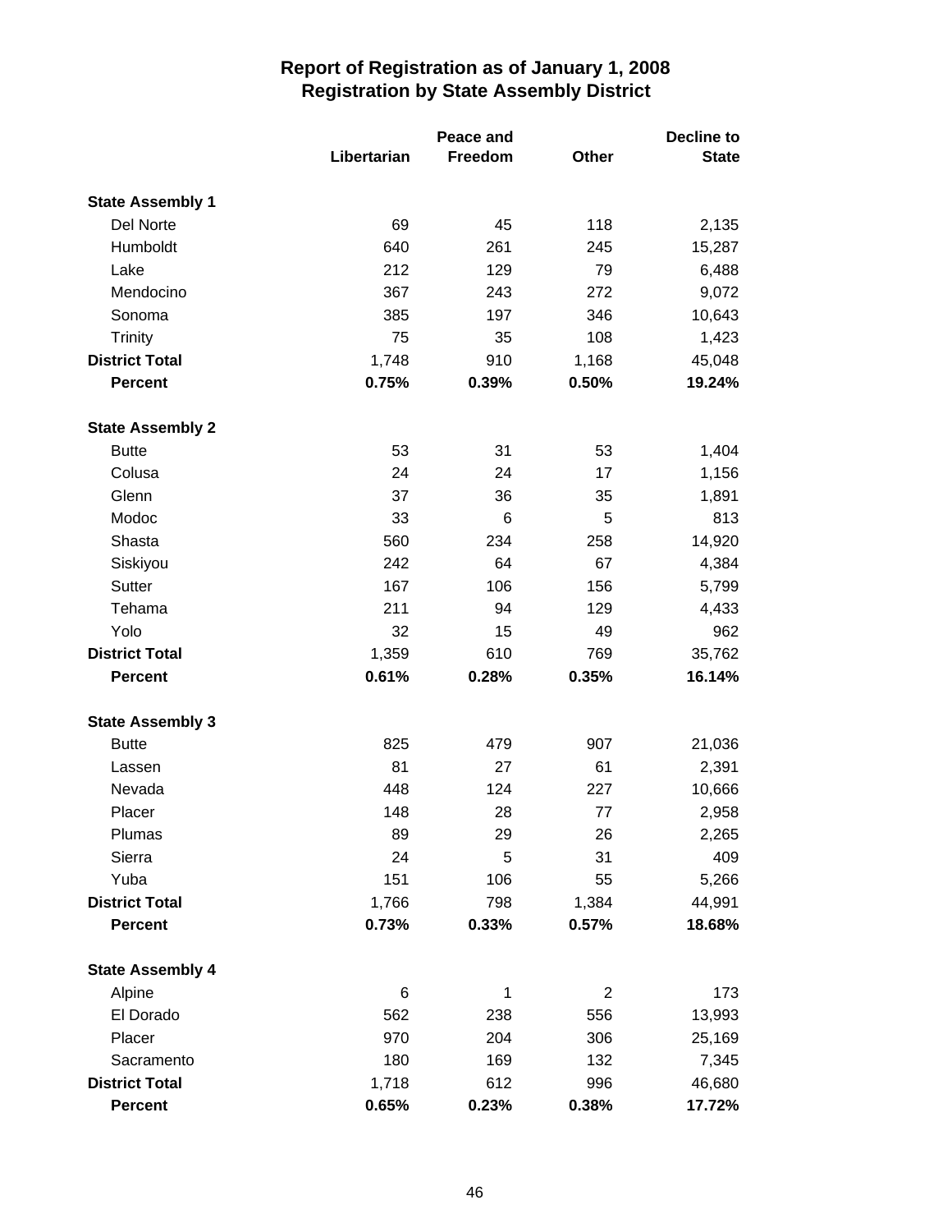# Report of Registration as of January 1, 2008
## Registration by State Assembly District

| | Libertarian | Peace and Freedom | Other | Decline to State |
|---|---|---|---|---|
| **State Assembly 1** | | | | |
| Del Norte | 69 | 45 | 118 | 2,135 |
| Humboldt | 640 | 261 | 245 | 15,287 |
| Lake | 212 | 129 | 79 | 6,488 |
| Mendocino | 367 | 243 | 272 | 9,072 |
| Sonoma | 385 | 197 | 346 | 10,643 |
| Trinity | 75 | 35 | 108 | 1,423 |
| **District Total** | 1,748 | 910 | 1,168 | 45,048 |
| **Percent** | **0.75%** | **0.39%** | **0.50%** | **19.24%** |
| **State Assembly 2** | | | | |
| Butte | 53 | 31 | 53 | 1,404 |
| Colusa | 24 | 24 | 17 | 1,156 |
| Glenn | 37 | 36 | 35 | 1,891 |
| Modoc | 33 | 6 | 5 | 813 |
| Shasta | 560 | 234 | 258 | 14,920 |
| Siskiyou | 242 | 64 | 67 | 4,384 |
| Sutter | 167 | 106 | 156 | 5,799 |
| Tehama | 211 | 94 | 129 | 4,433 |
| Yolo | 32 | 15 | 49 | 962 |
| **District Total** | 1,359 | 610 | 769 | 35,762 |
| **Percent** | **0.61%** | **0.28%** | **0.35%** | **16.14%** |
| **State Assembly 3** | | | | |
| Butte | 825 | 479 | 907 | 21,036 |
| Lassen | 81 | 27 | 61 | 2,391 |
| Nevada | 448 | 124 | 227 | 10,666 |
| Placer | 148 | 28 | 77 | 2,958 |
| Plumas | 89 | 29 | 26 | 2,265 |
| Sierra | 24 | 5 | 31 | 409 |
| Yuba | 151 | 106 | 55 | 5,266 |
| **District Total** | 1,766 | 798 | 1,384 | 44,991 |
| **Percent** | **0.73%** | **0.33%** | **0.57%** | **18.68%** |
| **State Assembly 4** | | | | |
| Alpine | 6 | 1 | 2 | 173 |
| El Dorado | 562 | 238 | 556 | 13,993 |
| Placer | 970 | 204 | 306 | 25,169 |
| Sacramento | 180 | 169 | 132 | 7,345 |
| **District Total** | 1,718 | 612 | 996 | 46,680 |
| **Percent** | **0.65%** | **0.23%** | **0.38%** | **17.72%** |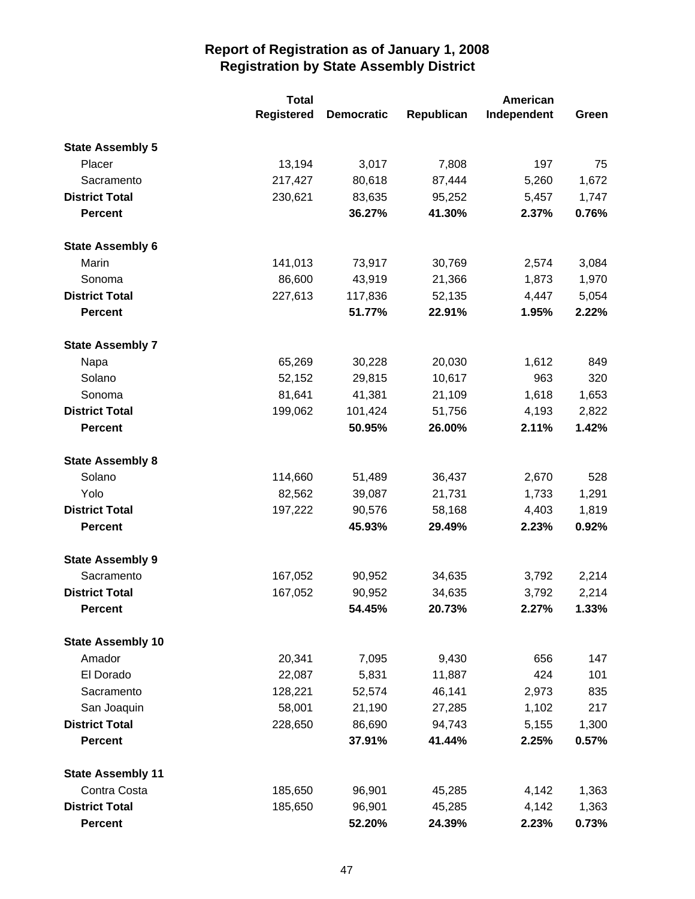# Report of Registration as of January 1, 2008
## Registration by State Assembly District

| | Total Registered | Democratic | Republican | American Independent | Green |
|---|---|---|---|---|---|
| **State Assembly 5** | | | | | |
| Placer | 13,194 | 3,017 | 7,808 | 197 | 75 |
| Sacramento | 217,427 | 80,618 | 87,444 | 5,260 | 1,672 |
| **District Total** | 230,621 | 83,635 | 95,252 | 5,457 | 1,747 |
| **Percent** | | **36.27%** | **41.30%** | **2.37%** | **0.76%** |
| **State Assembly 6** | | | | | |
| Marin | 141,013 | 73,917 | 30,769 | 2,574 | 3,084 |
| Sonoma | 86,600 | 43,919 | 21,366 | 1,873 | 1,970 |
| **District Total** | 227,613 | 117,836 | 52,135 | 4,447 | 5,054 |
| **Percent** | | **51.77%** | **22.91%** | **1.95%** | **2.22%** |
| **State Assembly 7** | | | | | |
| Napa | 65,269 | 30,228 | 20,030 | 1,612 | 849 |
| Solano | 52,152 | 29,815 | 10,617 | 963 | 320 |
| Sonoma | 81,641 | 41,381 | 21,109 | 1,618 | 1,653 |
| **District Total** | 199,062 | 101,424 | 51,756 | 4,193 | 2,822 |
| **Percent** | | **50.95%** | **26.00%** | **2.11%** | **1.42%** |
| **State Assembly 8** | | | | | |
| Solano | 114,660 | 51,489 | 36,437 | 2,670 | 528 |
| Yolo | 82,562 | 39,087 | 21,731 | 1,733 | 1,291 |
| **District Total** | 197,222 | 90,576 | 58,168 | 4,403 | 1,819 |
| **Percent** | | **45.93%** | **29.49%** | **2.23%** | **0.92%** |
| **State Assembly 9** | | | | | |
| Sacramento | 167,052 | 90,952 | 34,635 | 3,792 | 2,214 |
| **District Total** | 167,052 | 90,952 | 34,635 | 3,792 | 2,214 |
| **Percent** | | **54.45%** | **20.73%** | **2.27%** | **1.33%** |
| **State Assembly 10** | | | | | |
| Amador | 20,341 | 7,095 | 9,430 | 656 | 147 |
| El Dorado | 22,087 | 5,831 | 11,887 | 424 | 101 |
| Sacramento | 128,221 | 52,574 | 46,141 | 2,973 | 835 |
| San Joaquin | 58,001 | 21,190 | 27,285 | 1,102 | 217 |
| **District Total** | 228,650 | 86,690 | 94,743 | 5,155 | 1,300 |
| **Percent** | | **37.91%** | **41.44%** | **2.25%** | **0.57%** |
| **State Assembly 11** | | | | | |
| Contra Costa | 185,650 | 96,901 | 45,285 | 4,142 | 1,363 |
| **District Total** | 185,650 | 96,901 | 45,285 | 4,142 | 1,363 |
| **Percent** | | **52.20%** | **24.39%** | **2.23%** | **0.73%** |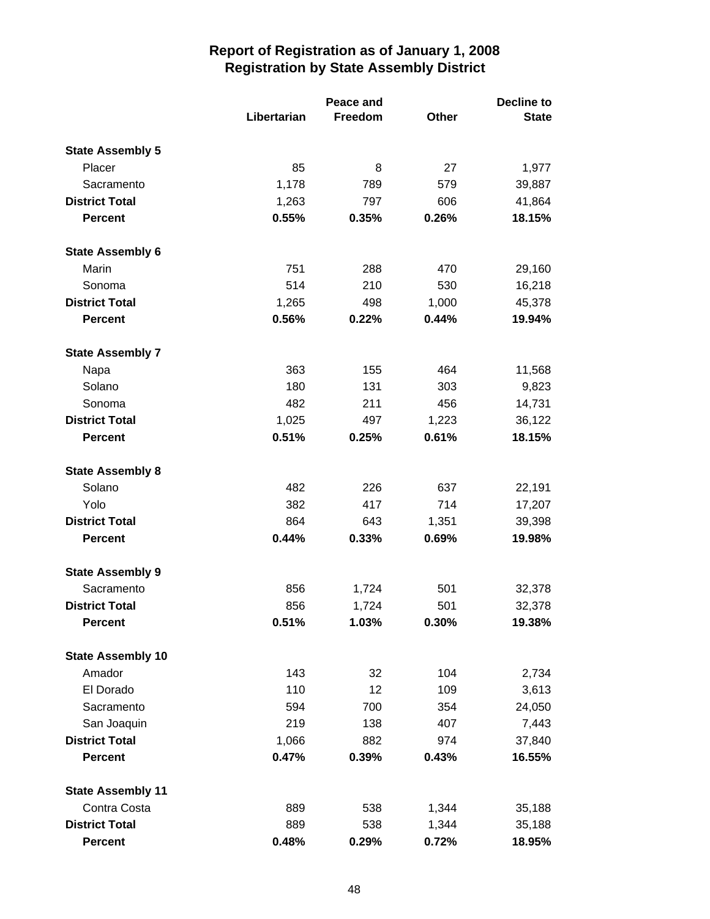## Report of Registration as of January 1, 2008
## Registration by State Assembly District

| | Libertarian | Peace and Freedom | Other | Decline to State |
|---|---|---|---|---|
| **State Assembly 5** | | | | |
| Placer | 85 | 8 | 27 | 1,977 |
| Sacramento | 1,178 | 789 | 579 | 39,887 |
| **District Total** | 1,263 | 797 | 606 | 41,864 |
| **Percent** | **0.55%** | **0.35%** | **0.26%** | **18.15%** |
| **State Assembly 6** | | | | |
| Marin | 751 | 288 | 470 | 29,160 |
| Sonoma | 514 | 210 | 530 | 16,218 |
| **District Total** | 1,265 | 498 | 1,000 | 45,378 |
| **Percent** | **0.56%** | **0.22%** | **0.44%** | **19.94%** |
| **State Assembly 7** | | | | |
| Napa | 363 | 155 | 464 | 11,568 |
| Solano | 180 | 131 | 303 | 9,823 |
| Sonoma | 482 | 211 | 456 | 14,731 |
| **District Total** | 1,025 | 497 | 1,223 | 36,122 |
| **Percent** | **0.51%** | **0.25%** | **0.61%** | **18.15%** |
| **State Assembly 8** | | | | |
| Solano | 482 | 226 | 637 | 22,191 |
| Yolo | 382 | 417 | 714 | 17,207 |
| **District Total** | 864 | 643 | 1,351 | 39,398 |
| **Percent** | **0.44%** | **0.33%** | **0.69%** | **19.98%** |
| **State Assembly 9** | | | | |
| Sacramento | 856 | 1,724 | 501 | 32,378 |
| **District Total** | 856 | 1,724 | 501 | 32,378 |
| **Percent** | **0.51%** | **1.03%** | **0.30%** | **19.38%** |
| **State Assembly 10** | | | | |
| Amador | 143 | 32 | 104 | 2,734 |
| El Dorado | 110 | 12 | 109 | 3,613 |
| Sacramento | 594 | 700 | 354 | 24,050 |
| San Joaquin | 219 | 138 | 407 | 7,443 |
| **District Total** | 1,066 | 882 | 974 | 37,840 |
| **Percent** | **0.47%** | **0.39%** | **0.43%** | **16.55%** |
| **State Assembly 11** | | | | |
| Contra Costa | 889 | 538 | 1,344 | 35,188 |
| **District Total** | 889 | 538 | 1,344 | 35,188 |
| **Percent** | **0.48%** | **0.29%** | **0.72%** | **18.95%** |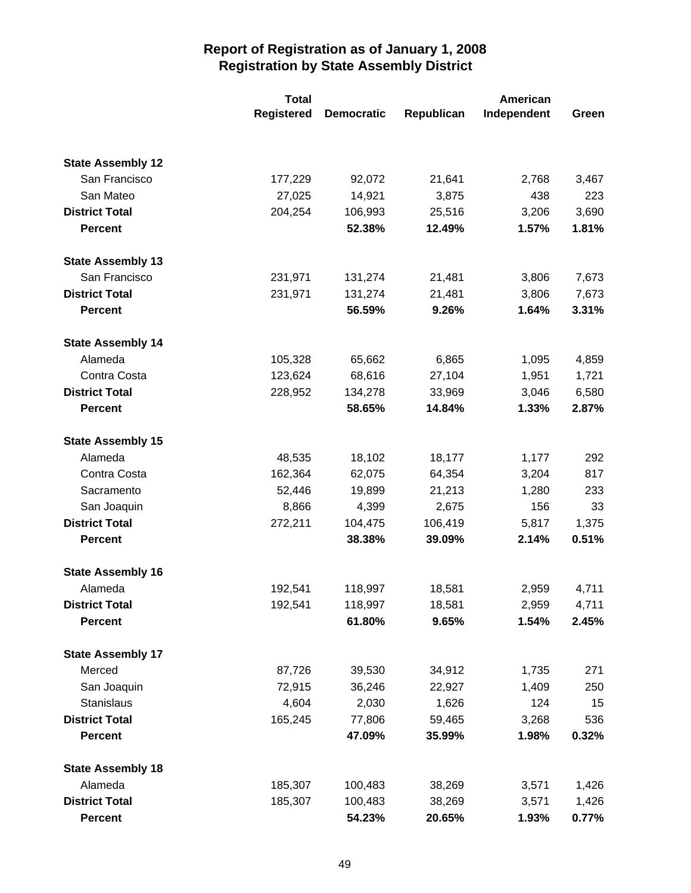# Report of Registration as of January 1, 2008
## Registration by State Assembly District

| | Total Registered | Democratic | Republican | American Independent | Green |
|---|---|---|---|---|---|
| **State Assembly 12** | | | | | |
| San Francisco | 177,229 | 92,072 | 21,641 | 2,768 | 3,467 |
| San Mateo | 27,025 | 14,921 | 3,875 | 438 | 223 |
| **District Total** | 204,254 | 106,993 | 25,516 | 3,206 | 3,690 |
| **Percent** | | **52.38%** | **12.49%** | **1.57%** | **1.81%** |
| **State Assembly 13** | | | | | |
| San Francisco | 231,971 | 131,274 | 21,481 | 3,806 | 7,673 |
| **District Total** | 231,971 | 131,274 | 21,481 | 3,806 | 7,673 |
| **Percent** | | **56.59%** | **9.26%** | **1.64%** | **3.31%** |
| **State Assembly 14** | | | | | |
| Alameda | 105,328 | 65,662 | 6,865 | 1,095 | 4,859 |
| Contra Costa | 123,624 | 68,616 | 27,104 | 1,951 | 1,721 |
| **District Total** | 228,952 | 134,278 | 33,969 | 3,046 | 6,580 |
| **Percent** | | **58.65%** | **14.84%** | **1.33%** | **2.87%** |
| **State Assembly 15** | | | | | |
| Alameda | 48,535 | 18,102 | 18,177 | 1,177 | 292 |
| Contra Costa | 162,364 | 62,075 | 64,354 | 3,204 | 817 |
| Sacramento | 52,446 | 19,899 | 21,213 | 1,280 | 233 |
| San Joaquin | 8,866 | 4,399 | 2,675 | 156 | 33 |
| **District Total** | 272,211 | 104,475 | 106,419 | 5,817 | 1,375 |
| **Percent** | | **38.38%** | **39.09%** | **2.14%** | **0.51%** |
| **State Assembly 16** | | | | | |
| Alameda | 192,541 | 118,997 | 18,581 | 2,959 | 4,711 |
| **District Total** | 192,541 | 118,997 | 18,581 | 2,959 | 4,711 |
| **Percent** | | **61.80%** | **9.65%** | **1.54%** | **2.45%** |
| **State Assembly 17** | | | | | |
| Merced | 87,726 | 39,530 | 34,912 | 1,735 | 271 |
| San Joaquin | 72,915 | 36,246 | 22,927 | 1,409 | 250 |
| Stanislaus | 4,604 | 2,030 | 1,626 | 124 | 15 |
| **District Total** | 165,245 | 77,806 | 59,465 | 3,268 | 536 |
| **Percent** | | **47.09%** | **35.99%** | **1.98%** | **0.32%** |
| **State Assembly 18** | | | | | |
| Alameda | 185,307 | 100,483 | 38,269 | 3,571 | 1,426 |
| **District Total** | 185,307 | 100,483 | 38,269 | 3,571 | 1,426 |
| **Percent** | | **54.23%** | **20.65%** | **1.93%** | **0.77%** |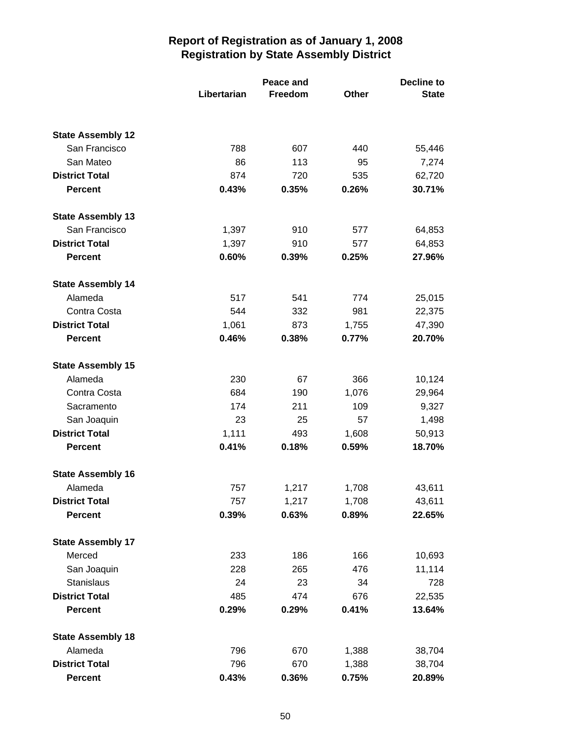# Report of Registration as of January 1, 2008
## Registration by State Assembly District

| | Libertarian | Peace and Freedom | Other | Decline to State |
|---|---|---|---|---|
| **State Assembly 12** | | | | |
| San Francisco | 788 | 607 | 440 | 55,446 |
| San Mateo | 86 | 113 | 95 | 7,274 |
| **District Total** | 874 | 720 | 535 | 62,720 |
| **Percent** | **0.43%** | **0.35%** | **0.26%** | **30.71%** |
| **State Assembly 13** | | | | |
| San Francisco | 1,397 | 910 | 577 | 64,853 |
| **District Total** | 1,397 | 910 | 577 | 64,853 |
| **Percent** | **0.60%** | **0.39%** | **0.25%** | **27.96%** |
| **State Assembly 14** | | | | |
| Alameda | 517 | 541 | 774 | 25,015 |
| Contra Costa | 544 | 332 | 981 | 22,375 |
| **District Total** | 1,061 | 873 | 1,755 | 47,390 |
| **Percent** | **0.46%** | **0.38%** | **0.77%** | **20.70%** |
| **State Assembly 15** | | | | |
| Alameda | 230 | 67 | 366 | 10,124 |
| Contra Costa | 684 | 190 | 1,076 | 29,964 |
| Sacramento | 174 | 211 | 109 | 9,327 |
| San Joaquin | 23 | 25 | 57 | 1,498 |
| **District Total** | 1,111 | 493 | 1,608 | 50,913 |
| **Percent** | **0.41%** | **0.18%** | **0.59%** | **18.70%** |
| **State Assembly 16** | | | | |
| Alameda | 757 | 1,217 | 1,708 | 43,611 |
| **District Total** | 757 | 1,217 | 1,708 | 43,611 |
| **Percent** | **0.39%** | **0.63%** | **0.89%** | **22.65%** |
| **State Assembly 17** | | | | |
| Merced | 233 | 186 | 166 | 10,693 |
| San Joaquin | 228 | 265 | 476 | 11,114 |
| Stanislaus | 24 | 23 | 34 | 728 |
| **District Total** | 485 | 474 | 676 | 22,535 |
| **Percent** | **0.29%** | **0.29%** | **0.41%** | **13.64%** |
| **State Assembly 18** | | | | |
| Alameda | 796 | 670 | 1,388 | 38,704 |
| **District Total** | 796 | 670 | 1,388 | 38,704 |
| **Percent** | **0.43%** | **0.36%** | **0.75%** | **20.89%** |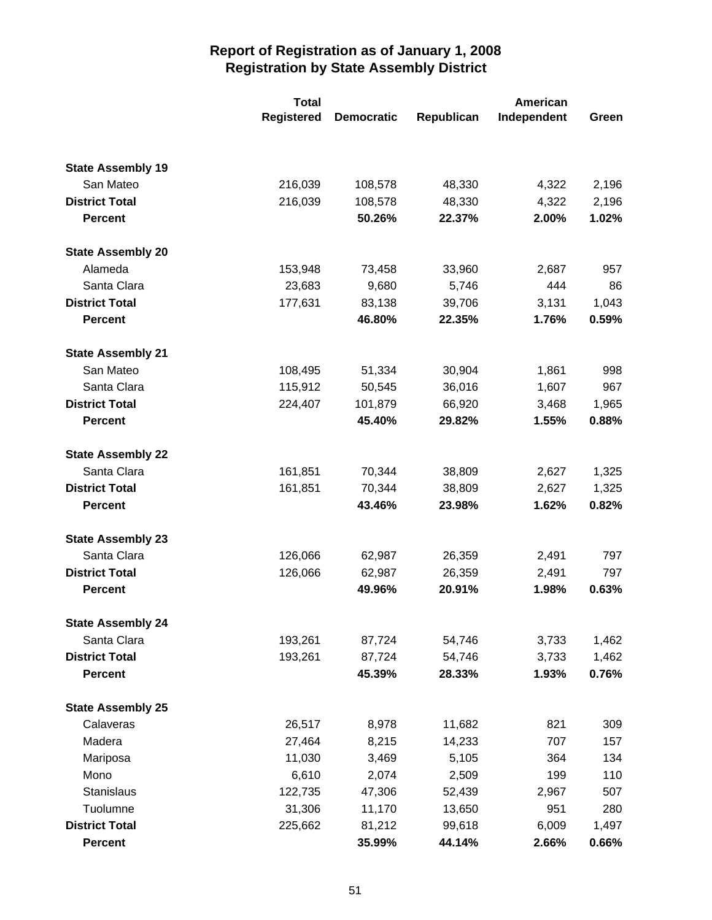# Report of Registration as of January 1, 2008
## Registration by State Assembly District

| | Total Registered | Democratic | Republican | American Independent | Green |
|---|---|---|---|---|---|
| **State Assembly 19** | | | | | |
| San Mateo | 216,039 | 108,578 | 48,330 | 4,322 | 2,196 |
| **District Total** | 216,039 | 108,578 | 48,330 | 4,322 | 2,196 |
| **Percent** | | **50.26%** | **22.37%** | **2.00%** | **1.02%** |
| **State Assembly 20** | | | | | |
| Alameda | 153,948 | 73,458 | 33,960 | 2,687 | 957 |
| Santa Clara | 23,683 | 9,680 | 5,746 | 444 | 86 |
| **District Total** | 177,631 | 83,138 | 39,706 | 3,131 | 1,043 |
| **Percent** | | **46.80%** | **22.35%** | **1.76%** | **0.59%** |
| **State Assembly 21** | | | | | |
| San Mateo | 108,495 | 51,334 | 30,904 | 1,861 | 998 |
| Santa Clara | 115,912 | 50,545 | 36,016 | 1,607 | 967 |
| **District Total** | 224,407 | 101,879 | 66,920 | 3,468 | 1,965 |
| **Percent** | | **45.40%** | **29.82%** | **1.55%** | **0.88%** |
| **State Assembly 22** | | | | | |
| Santa Clara | 161,851 | 70,344 | 38,809 | 2,627 | 1,325 |
| **District Total** | 161,851 | 70,344 | 38,809 | 2,627 | 1,325 |
| **Percent** | | **43.46%** | **23.98%** | **1.62%** | **0.82%** |
| **State Assembly 23** | | | | | |
| Santa Clara | 126,066 | 62,987 | 26,359 | 2,491 | 797 |
| **District Total** | 126,066 | 62,987 | 26,359 | 2,491 | 797 |
| **Percent** | | **49.96%** | **20.91%** | **1.98%** | **0.63%** |
| **State Assembly 24** | | | | | |
| Santa Clara | 193,261 | 87,724 | 54,746 | 3,733 | 1,462 |
| **District Total** | 193,261 | 87,724 | 54,746 | 3,733 | 1,462 |
| **Percent** | | **45.39%** | **28.33%** | **1.93%** | **0.76%** |
| **State Assembly 25** | | | | | |
| Calaveras | 26,517 | 8,978 | 11,682 | 821 | 309 |
| Madera | 27,464 | 8,215 | 14,233 | 707 | 157 |
| Mariposa | 11,030 | 3,469 | 5,105 | 364 | 134 |
| Mono | 6,610 | 2,074 | 2,509 | 199 | 110 |
| Stanislaus | 122,735 | 47,306 | 52,439 | 2,967 | 507 |
| Tuolumne | 31,306 | 11,170 | 13,650 | 951 | 280 |
| **District Total** | 225,662 | 81,212 | 99,618 | 6,009 | 1,497 |
| **Percent** | | **35.99%** | **44.14%** | **2.66%** | **0.66%** |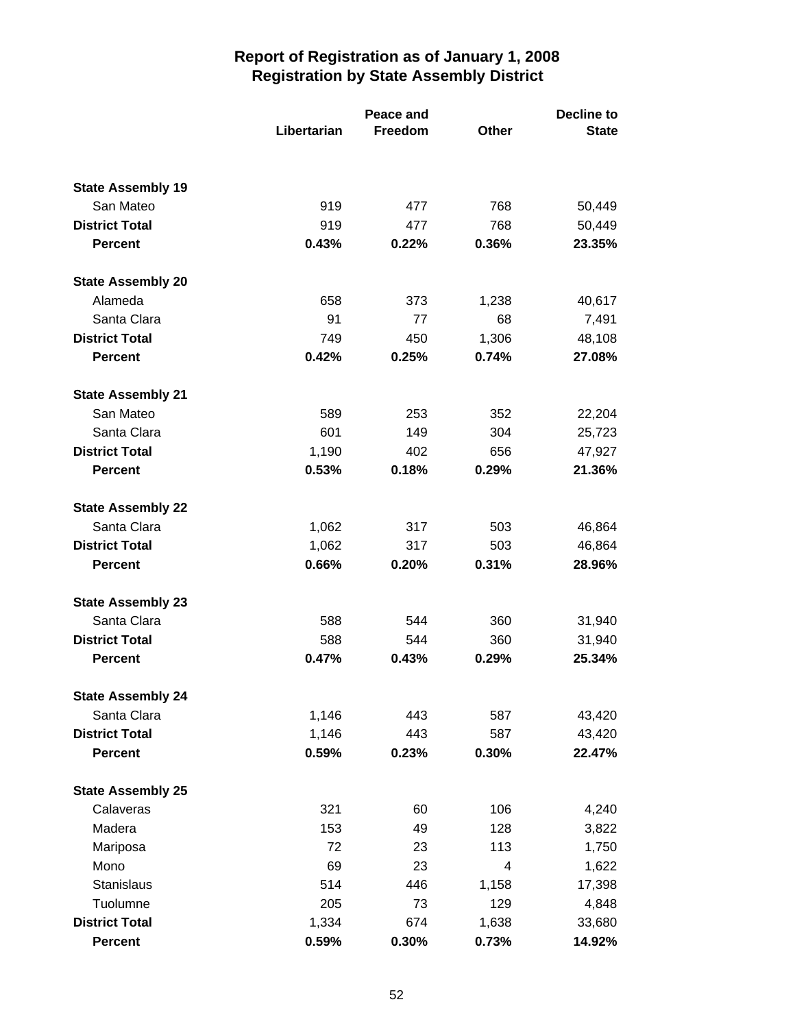# Report of Registration as of January 1, 2008
## Registration by State Assembly District

| | Libertarian | Peace and Freedom | Other | Decline to State |
|---|---|---|---|---|
| **State Assembly 19** | | | | |
| San Mateo | 919 | 477 | 768 | 50,449 |
| **District Total** | 919 | 477 | 768 | 50,449 |
| **Percent** | **0.43%** | **0.22%** | **0.36%** | **23.35%** |
| **State Assembly 20** | | | | |
| Alameda | 658 | 373 | 1,238 | 40,617 |
| Santa Clara | 91 | 77 | 68 | 7,491 |
| **District Total** | 749 | 450 | 1,306 | 48,108 |
| **Percent** | **0.42%** | **0.25%** | **0.74%** | **27.08%** |
| **State Assembly 21** | | | | |
| San Mateo | 589 | 253 | 352 | 22,204 |
| Santa Clara | 601 | 149 | 304 | 25,723 |
| **District Total** | 1,190 | 402 | 656 | 47,927 |
| **Percent** | **0.53%** | **0.18%** | **0.29%** | **21.36%** |
| **State Assembly 22** | | | | |
| Santa Clara | 1,062 | 317 | 503 | 46,864 |
| **District Total** | 1,062 | 317 | 503 | 46,864 |
| **Percent** | **0.66%** | **0.20%** | **0.31%** | **28.96%** |
| **State Assembly 23** | | | | |
| Santa Clara | 588 | 544 | 360 | 31,940 |
| **District Total** | 588 | 544 | 360 | 31,940 |
| **Percent** | **0.47%** | **0.43%** | **0.29%** | **25.34%** |
| **State Assembly 24** | | | | |
| Santa Clara | 1,146 | 443 | 587 | 43,420 |
| **District Total** | 1,146 | 443 | 587 | 43,420 |
| **Percent** | **0.59%** | **0.23%** | **0.30%** | **22.47%** |
| **State Assembly 25** | | | | |
| Calaveras | 321 | 60 | 106 | 4,240 |
| Madera | 153 | 49 | 128 | 3,822 |
| Mariposa | 72 | 23 | 113 | 1,750 |
| Mono | 69 | 23 | 4 | 1,622 |
| Stanislaus | 514 | 446 | 1,158 | 17,398 |
| Tuolumne | 205 | 73 | 129 | 4,848 |
| **District Total** | 1,334 | 674 | 1,638 | 33,680 |
| **Percent** | **0.59%** | **0.30%** | **0.73%** | **14.92%** |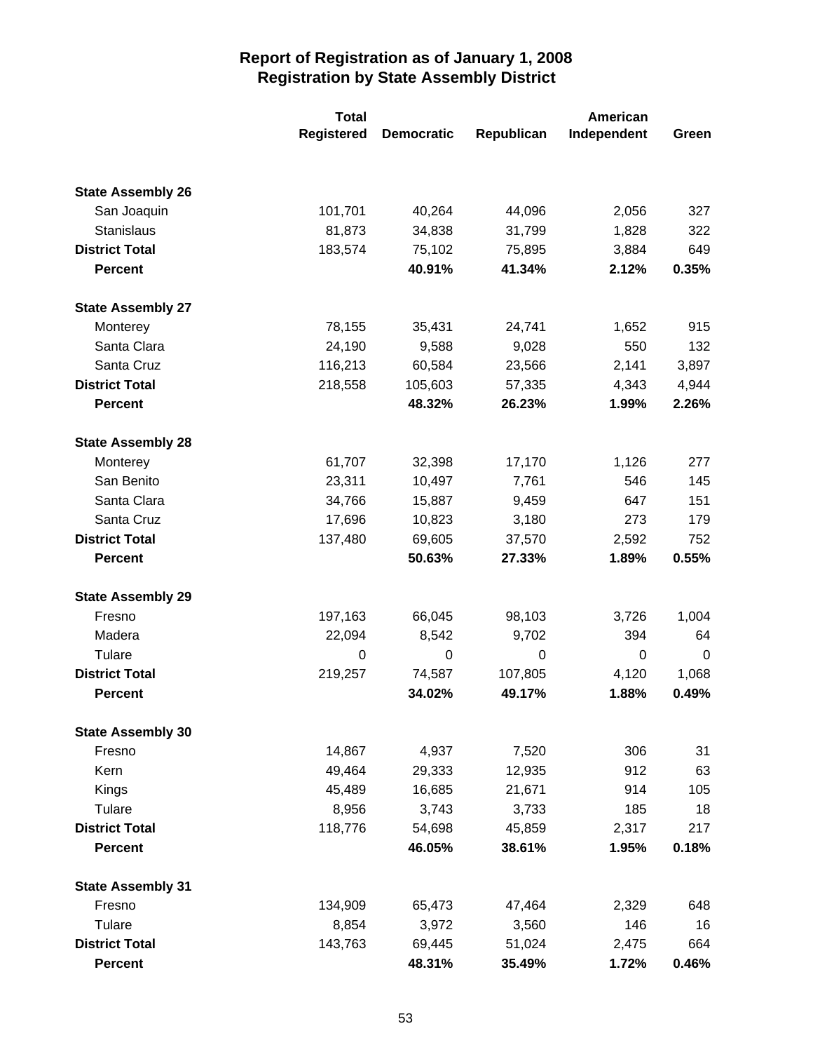# Report of Registration as of January 1, 2008
## Registration by State Assembly District

| | Total Registered | Democratic | Republican | American Independent | Green |
|---|---|---|---|---|---|
| **State Assembly 26** | | | | | |
| San Joaquin | 101,701 | 40,264 | 44,096 | 2,056 | 327 |
| Stanislaus | 81,873 | 34,838 | 31,799 | 1,828 | 322 |
| **District Total** | 183,574 | 75,102 | 75,895 | 3,884 | 649 |
| **Percent** | | **40.91%** | **41.34%** | **2.12%** | **0.35%** |
| **State Assembly 27** | | | | | |
| Monterey | 78,155 | 35,431 | 24,741 | 1,652 | 915 |
| Santa Clara | 24,190 | 9,588 | 9,028 | 550 | 132 |
| Santa Cruz | 116,213 | 60,584 | 23,566 | 2,141 | 3,897 |
| **District Total** | 218,558 | 105,603 | 57,335 | 4,343 | 4,944 |
| **Percent** | | **48.32%** | **26.23%** | **1.99%** | **2.26%** |
| **State Assembly 28** | | | | | |
| Monterey | 61,707 | 32,398 | 17,170 | 1,126 | 277 |
| San Benito | 23,311 | 10,497 | 7,761 | 546 | 145 |
| Santa Clara | 34,766 | 15,887 | 9,459 | 647 | 151 |
| Santa Cruz | 17,696 | 10,823 | 3,180 | 273 | 179 |
| **District Total** | 137,480 | 69,605 | 37,570 | 2,592 | 752 |
| **Percent** | | **50.63%** | **27.33%** | **1.89%** | **0.55%** |
| **State Assembly 29** | | | | | |
| Fresno | 197,163 | 66,045 | 98,103 | 3,726 | 1,004 |
| Madera | 22,094 | 8,542 | 9,702 | 394 | 64 |
| Tulare | 0 | 0 | 0 | 0 | 0 |
| **District Total** | 219,257 | 74,587 | 107,805 | 4,120 | 1,068 |
| **Percent** | | **34.02%** | **49.17%** | **1.88%** | **0.49%** |
| **State Assembly 30** | | | | | |
| Fresno | 14,867 | 4,937 | 7,520 | 306 | 31 |
| Kern | 49,464 | 29,333 | 12,935 | 912 | 63 |
| Kings | 45,489 | 16,685 | 21,671 | 914 | 105 |
| Tulare | 8,956 | 3,743 | 3,733 | 185 | 18 |
| **District Total** | 118,776 | 54,698 | 45,859 | 2,317 | 217 |
| **Percent** | | **46.05%** | **38.61%** | **1.95%** | **0.18%** |
| **State Assembly 31** | | | | | |
| Fresno | 134,909 | 65,473 | 47,464 | 2,329 | 648 |
| Tulare | 8,854 | 3,972 | 3,560 | 146 | 16 |
| **District Total** | 143,763 | 69,445 | 51,024 | 2,475 | 664 |
| **Percent** | | **48.31%** | **35.49%** | **1.72%** | **0.46%** |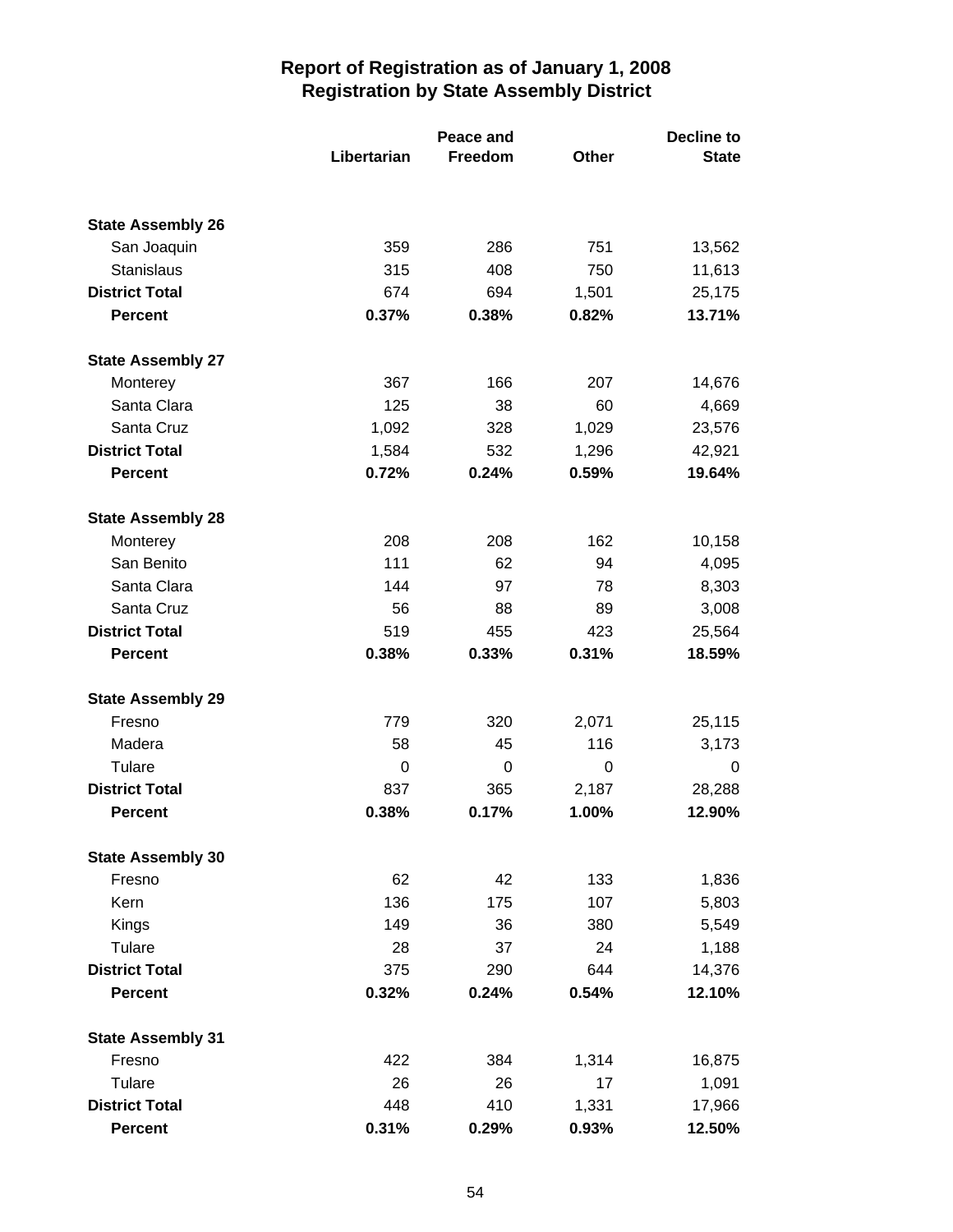# Report of Registration as of January 1, 2008
## Registration by State Assembly District

| | Libertarian | Peace and Freedom | Other | Decline to State |
|---|---|---|---|---|
| **State Assembly 26** | | | | |
| San Joaquin | 359 | 286 | 751 | 13,562 |
| Stanislaus | 315 | 408 | 750 | 11,613 |
| **District Total** | 674 | 694 | 1,501 | 25,175 |
| **Percent** | **0.37%** | **0.38%** | **0.82%** | **13.71%** |
| **State Assembly 27** | | | | |
| Monterey | 367 | 166 | 207 | 14,676 |
| Santa Clara | 125 | 38 | 60 | 4,669 |
| Santa Cruz | 1,092 | 328 | 1,029 | 23,576 |
| **District Total** | 1,584 | 532 | 1,296 | 42,921 |
| **Percent** | **0.72%** | **0.24%** | **0.59%** | **19.64%** |
| **State Assembly 28** | | | | |
| Monterey | 208 | 208 | 162 | 10,158 |
| San Benito | 111 | 62 | 94 | 4,095 |
| Santa Clara | 144 | 97 | 78 | 8,303 |
| Santa Cruz | 56 | 88 | 89 | 3,008 |
| **District Total** | 519 | 455 | 423 | 25,564 |
| **Percent** | **0.38%** | **0.33%** | **0.31%** | **18.59%** |
| **State Assembly 29** | | | | |
| Fresno | 779 | 320 | 2,071 | 25,115 |
| Madera | 58 | 45 | 116 | 3,173 |
| Tulare | 0 | 0 | 0 | 0 |
| **District Total** | 837 | 365 | 2,187 | 28,288 |
| **Percent** | **0.38%** | **0.17%** | **1.00%** | **12.90%** |
| **State Assembly 30** | | | | |
| Fresno | 62 | 42 | 133 | 1,836 |
| Kern | 136 | 175 | 107 | 5,803 |
| Kings | 149 | 36 | 380 | 5,549 |
| Tulare | 28 | 37 | 24 | 1,188 |
| **District Total** | 375 | 290 | 644 | 14,376 |
| **Percent** | **0.32%** | **0.24%** | **0.54%** | **12.10%** |
| **State Assembly 31** | | | | |
| Fresno | 422 | 384 | 1,314 | 16,875 |
| Tulare | 26 | 26 | 17 | 1,091 |
| **District Total** | 448 | 410 | 1,331 | 17,966 |
| **Percent** | **0.31%** | **0.29%** | **0.93%** | **12.50%** |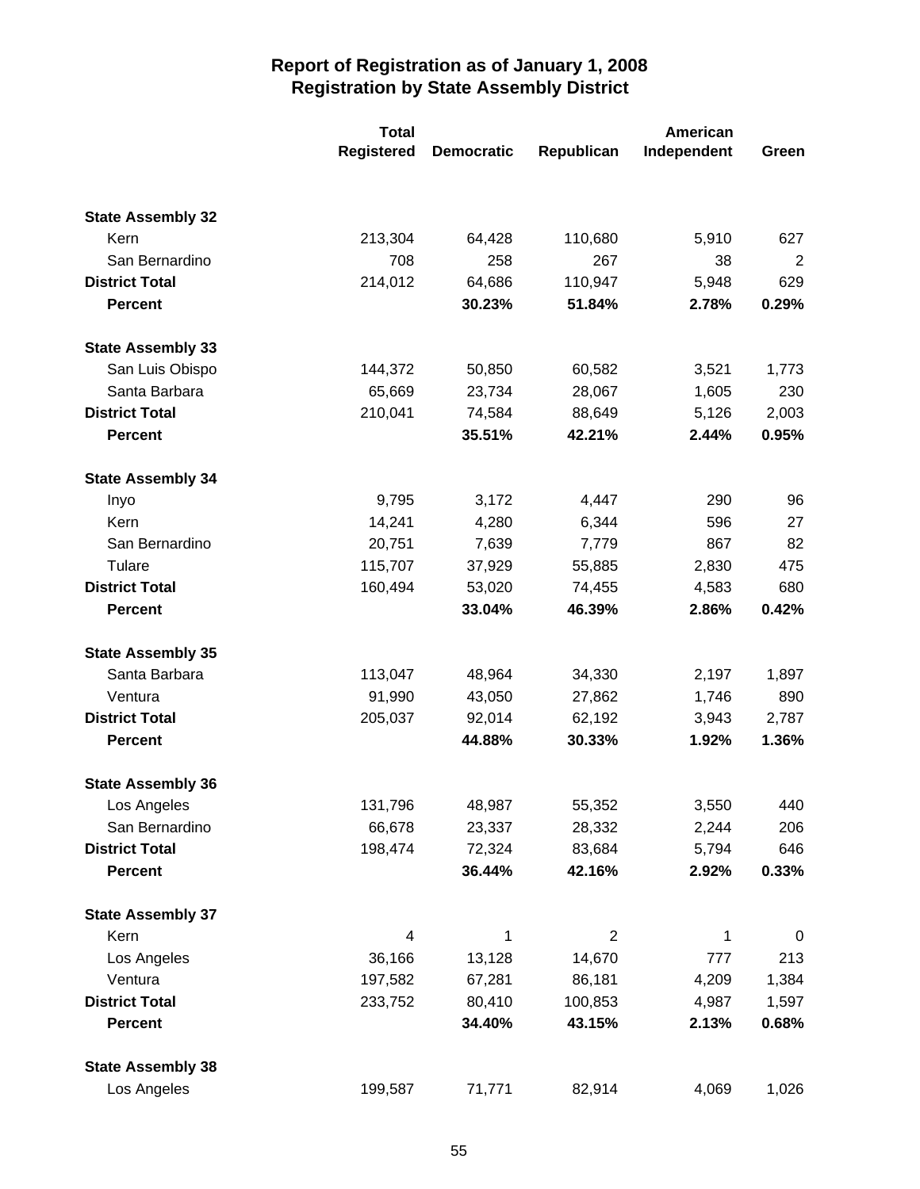# Report of Registration as of January 1, 2008
## Registration by State Assembly District

| | Total Registered | Democratic | Republican | American Independent | Green |
|---|---|---|---|---|---|
| **State Assembly 32** | | | | | |
| Kern | 213,304 | 64,428 | 110,680 | 5,910 | 627 |
| San Bernardino | 708 | 258 | 267 | 38 | 2 |
| **District Total** | 214,012 | 64,686 | 110,947 | 5,948 | 629 |
| **Percent** | | **30.23%** | **51.84%** | **2.78%** | **0.29%** |
| **State Assembly 33** | | | | | |
| San Luis Obispo | 144,372 | 50,850 | 60,582 | 3,521 | 1,773 |
| Santa Barbara | 65,669 | 23,734 | 28,067 | 1,605 | 230 |
| **District Total** | 210,041 | 74,584 | 88,649 | 5,126 | 2,003 |
| **Percent** | | **35.51%** | **42.21%** | **2.44%** | **0.95%** |
| **State Assembly 34** | | | | | |
| Inyo | 9,795 | 3,172 | 4,447 | 290 | 96 |
| Kern | 14,241 | 4,280 | 6,344 | 596 | 27 |
| San Bernardino | 20,751 | 7,639 | 7,779 | 867 | 82 |
| Tulare | 115,707 | 37,929 | 55,885 | 2,830 | 475 |
| **District Total** | 160,494 | 53,020 | 74,455 | 4,583 | 680 |
| **Percent** | | **33.04%** | **46.39%** | **2.86%** | **0.42%** |
| **State Assembly 35** | | | | | |
| Santa Barbara | 113,047 | 48,964 | 34,330 | 2,197 | 1,897 |
| Ventura | 91,990 | 43,050 | 27,862 | 1,746 | 890 |
| **District Total** | 205,037 | 92,014 | 62,192 | 3,943 | 2,787 |
| **Percent** | | **44.88%** | **30.33%** | **1.92%** | **1.36%** |
| **State Assembly 36** | | | | | |
| Los Angeles | 131,796 | 48,987 | 55,352 | 3,550 | 440 |
| San Bernardino | 66,678 | 23,337 | 28,332 | 2,244 | 206 |
| **District Total** | 198,474 | 72,324 | 83,684 | 5,794 | 646 |
| **Percent** | | **36.44%** | **42.16%** | **2.92%** | **0.33%** |
| **State Assembly 37** | | | | | |
| Kern | 4 | 1 | 2 | 1 | 0 |
| Los Angeles | 36,166 | 13,128 | 14,670 | 777 | 213 |
| Ventura | 197,582 | 67,281 | 86,181 | 4,209 | 1,384 |
| **District Total** | 233,752 | 80,410 | 100,853 | 4,987 | 1,597 |
| **Percent** | | **34.40%** | **43.15%** | **2.13%** | **0.68%** |
| **State Assembly 38** | | | | | |
| Los Angeles | 199,587 | 71,771 | 82,914 | 4,069 | 1,026 |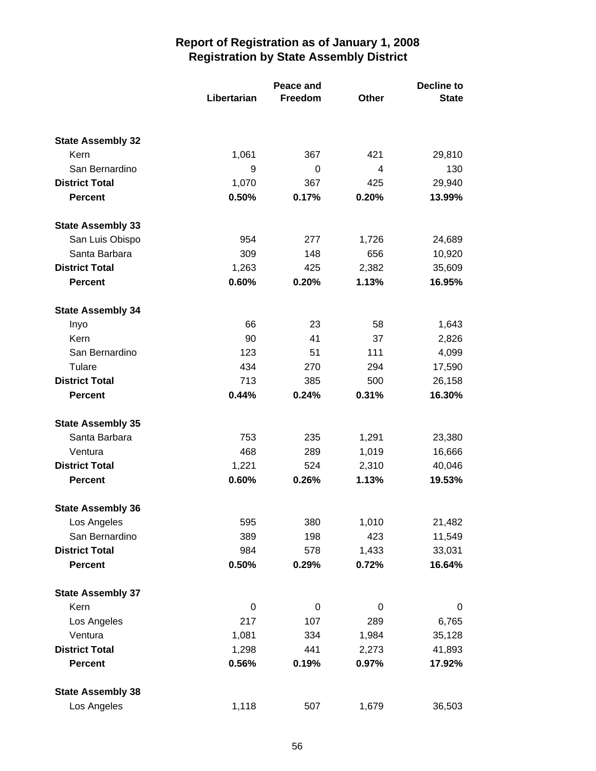# Report of Registration as of January 1, 2008
## Registration by State Assembly District

| | Libertarian | Peace and Freedom | Other | Decline to State |
|---|---|---|---|---|
| **State Assembly 32** | | | | |
| Kern | 1,061 | 367 | 421 | 29,810 |
| San Bernardino | 9 | 0 | 4 | 130 |
| **District Total** | 1,070 | 367 | 425 | 29,940 |
| **Percent** | **0.50%** | **0.17%** | **0.20%** | **13.99%** |
| **State Assembly 33** | | | | |
| San Luis Obispo | 954 | 277 | 1,726 | 24,689 |
| Santa Barbara | 309 | 148 | 656 | 10,920 |
| **District Total** | 1,263 | 425 | 2,382 | 35,609 |
| **Percent** | **0.60%** | **0.20%** | **1.13%** | **16.95%** |
| **State Assembly 34** | | | | |
| Inyo | 66 | 23 | 58 | 1,643 |
| Kern | 90 | 41 | 37 | 2,826 |
| San Bernardino | 123 | 51 | 111 | 4,099 |
| Tulare | 434 | 270 | 294 | 17,590 |
| **District Total** | 713 | 385 | 500 | 26,158 |
| **Percent** | **0.44%** | **0.24%** | **0.31%** | **16.30%** |
| **State Assembly 35** | | | | |
| Santa Barbara | 753 | 235 | 1,291 | 23,380 |
| Ventura | 468 | 289 | 1,019 | 16,666 |
| **District Total** | 1,221 | 524 | 2,310 | 40,046 |
| **Percent** | **0.60%** | **0.26%** | **1.13%** | **19.53%** |
| **State Assembly 36** | | | | |
| Los Angeles | 595 | 380 | 1,010 | 21,482 |
| San Bernardino | 389 | 198 | 423 | 11,549 |
| **District Total** | 984 | 578 | 1,433 | 33,031 |
| **Percent** | **0.50%** | **0.29%** | **0.72%** | **16.64%** |
| **State Assembly 37** | | | | |
| Kern | 0 | 0 | 0 | 0 |
| Los Angeles | 217 | 107 | 289 | 6,765 |
| Ventura | 1,081 | 334 | 1,984 | 35,128 |
| **District Total** | 1,298 | 441 | 2,273 | 41,893 |
| **Percent** | **0.56%** | **0.19%** | **0.97%** | **17.92%** |
| **State Assembly 38** | | | | |
| Los Angeles | 1,118 | 507 | 1,679 | 36,503 |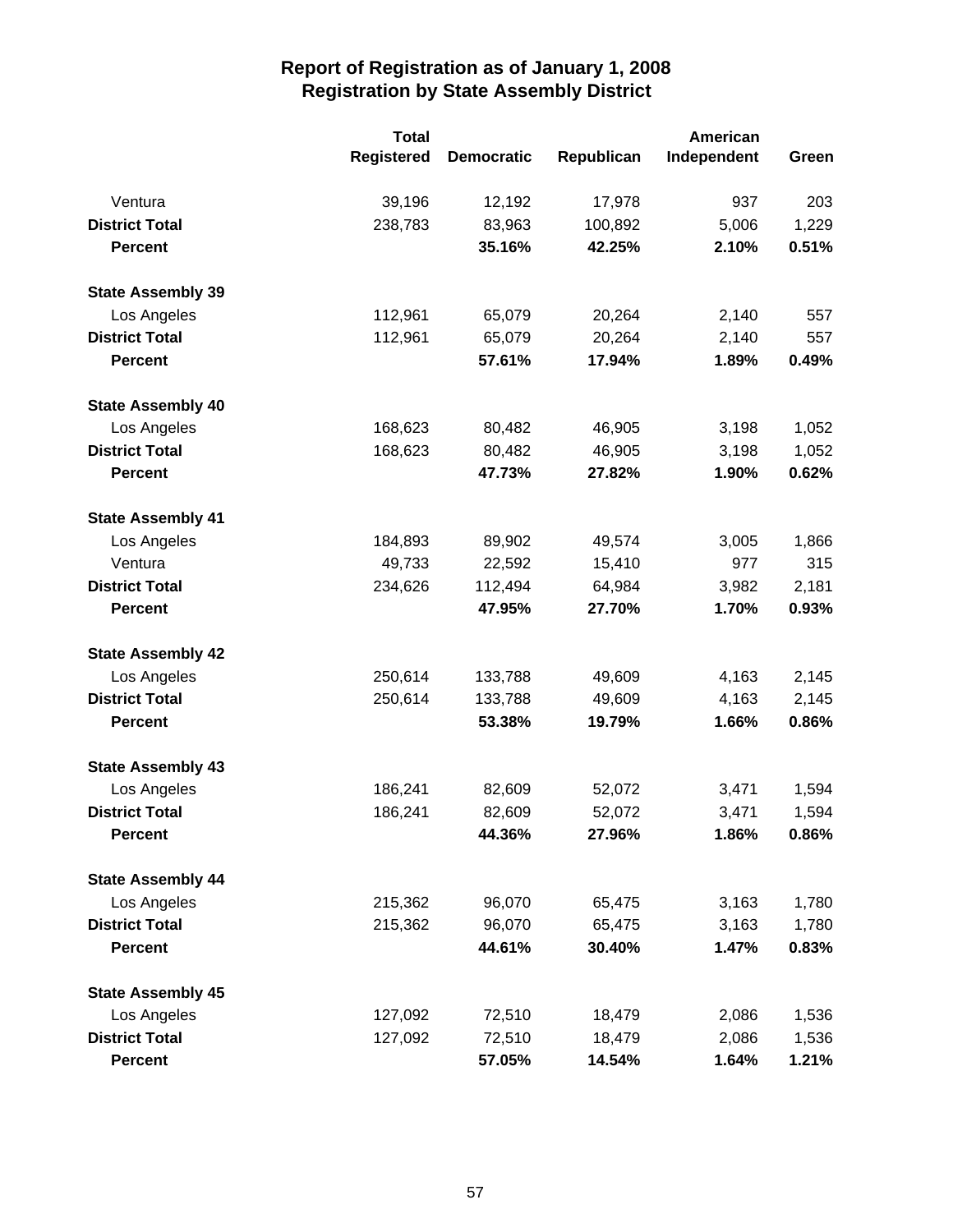# Report of Registration as of January 1, 2008
## Registration by State Assembly District

| | Total Registered | Democratic | Republican | American Independent | Green |
|---|---|---|---|---|---|
| Ventura | 39,196 | 12,192 | 17,978 | 937 | 203 |
| **District Total** | 238,783 | 83,963 | 100,892 | 5,006 | 1,229 |
| **Percent** | | **35.16%** | **42.25%** | **2.10%** | **0.51%** |
| **State Assembly 39** | | | | | |
| Los Angeles | 112,961 | 65,079 | 20,264 | 2,140 | 557 |
| **District Total** | 112,961 | 65,079 | 20,264 | 2,140 | 557 |
| **Percent** | | **57.61%** | **17.94%** | **1.89%** | **0.49%** |
| **State Assembly 40** | | | | | |
| Los Angeles | 168,623 | 80,482 | 46,905 | 3,198 | 1,052 |
| **District Total** | 168,623 | 80,482 | 46,905 | 3,198 | 1,052 |
| **Percent** | | **47.73%** | **27.82%** | **1.90%** | **0.62%** |
| **State Assembly 41** | | | | | |
| Los Angeles | 184,893 | 89,902 | 49,574 | 3,005 | 1,866 |
| Ventura | 49,733 | 22,592 | 15,410 | 977 | 315 |
| **District Total** | 234,626 | 112,494 | 64,984 | 3,982 | 2,181 |
| **Percent** | | **47.95%** | **27.70%** | **1.70%** | **0.93%** |
| **State Assembly 42** | | | | | |
| Los Angeles | 250,614 | 133,788 | 49,609 | 4,163 | 2,145 |
| **District Total** | 250,614 | 133,788 | 49,609 | 4,163 | 2,145 |
| **Percent** | | **53.38%** | **19.79%** | **1.66%** | **0.86%** |
| **State Assembly 43** | | | | | |
| Los Angeles | 186,241 | 82,609 | 52,072 | 3,471 | 1,594 |
| **District Total** | 186,241 | 82,609 | 52,072 | 3,471 | 1,594 |
| **Percent** | | **44.36%** | **27.96%** | **1.86%** | **0.86%** |
| **State Assembly 44** | | | | | |
| Los Angeles | 215,362 | 96,070 | 65,475 | 3,163 | 1,780 |
| **District Total** | 215,362 | 96,070 | 65,475 | 3,163 | 1,780 |
| **Percent** | | **44.61%** | **30.40%** | **1.47%** | **0.83%** |
| **State Assembly 45** | | | | | |
| Los Angeles | 127,092 | 72,510 | 18,479 | 2,086 | 1,536 |
| **District Total** | 127,092 | 72,510 | 18,479 | 2,086 | 1,536 |
| **Percent** | | **57.05%** | **14.54%** | **1.64%** | **1.21%** |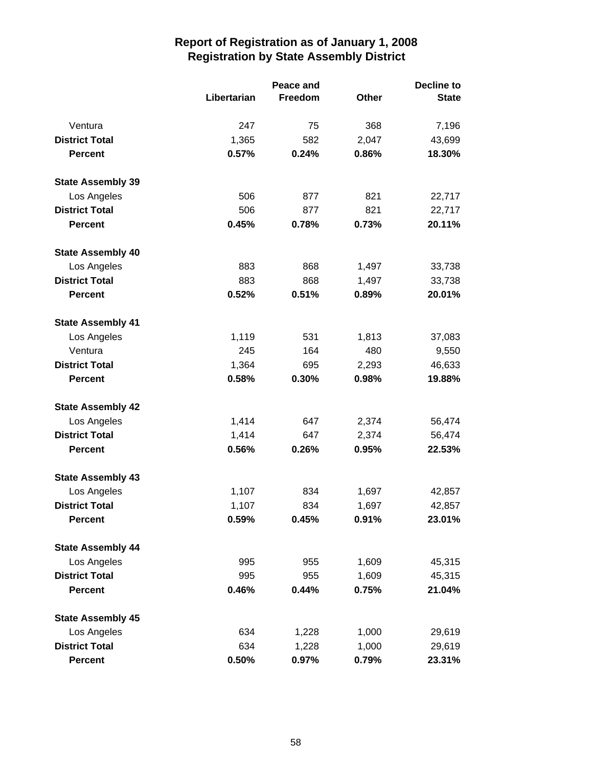# Report of Registration as of January 1, 2008
## Registration by State Assembly District

| | Libertarian | Peace and Freedom | Other | Decline to State |
|---|---|---|---|---|
| Ventura | 247 | 75 | 368 | 7,196 |
| **District Total** | 1,365 | 582 | 2,047 | 43,699 |
| **Percent** | **0.57%** | **0.24%** | **0.86%** | **18.30%** |
| **State Assembly 39** | | | | |
| Los Angeles | 506 | 877 | 821 | 22,717 |
| **District Total** | 506 | 877 | 821 | 22,717 |
| **Percent** | **0.45%** | **0.78%** | **0.73%** | **20.11%** |
| **State Assembly 40** | | | | |
| Los Angeles | 883 | 868 | 1,497 | 33,738 |
| **District Total** | 883 | 868 | 1,497 | 33,738 |
| **Percent** | **0.52%** | **0.51%** | **0.89%** | **20.01%** |
| **State Assembly 41** | | | | |
| Los Angeles | 1,119 | 531 | 1,813 | 37,083 |
| Ventura | 245 | 164 | 480 | 9,550 |
| **District Total** | 1,364 | 695 | 2,293 | 46,633 |
| **Percent** | **0.58%** | **0.30%** | **0.98%** | **19.88%** |
| **State Assembly 42** | | | | |
| Los Angeles | 1,414 | 647 | 2,374 | 56,474 |
| **District Total** | 1,414 | 647 | 2,374 | 56,474 |
| **Percent** | **0.56%** | **0.26%** | **0.95%** | **22.53%** |
| **State Assembly 43** | | | | |
| Los Angeles | 1,107 | 834 | 1,697 | 42,857 |
| **District Total** | 1,107 | 834 | 1,697 | 42,857 |
| **Percent** | **0.59%** | **0.45%** | **0.91%** | **23.01%** |
| **State Assembly 44** | | | | |
| Los Angeles | 995 | 955 | 1,609 | 45,315 |
| **District Total** | 995 | 955 | 1,609 | 45,315 |
| **Percent** | **0.46%** | **0.44%** | **0.75%** | **21.04%** |
| **State Assembly 45** | | | | |
| Los Angeles | 634 | 1,228 | 1,000 | 29,619 |
| **District Total** | 634 | 1,228 | 1,000 | 29,619 |
| **Percent** | **0.50%** | **0.97%** | **0.79%** | **23.31%** |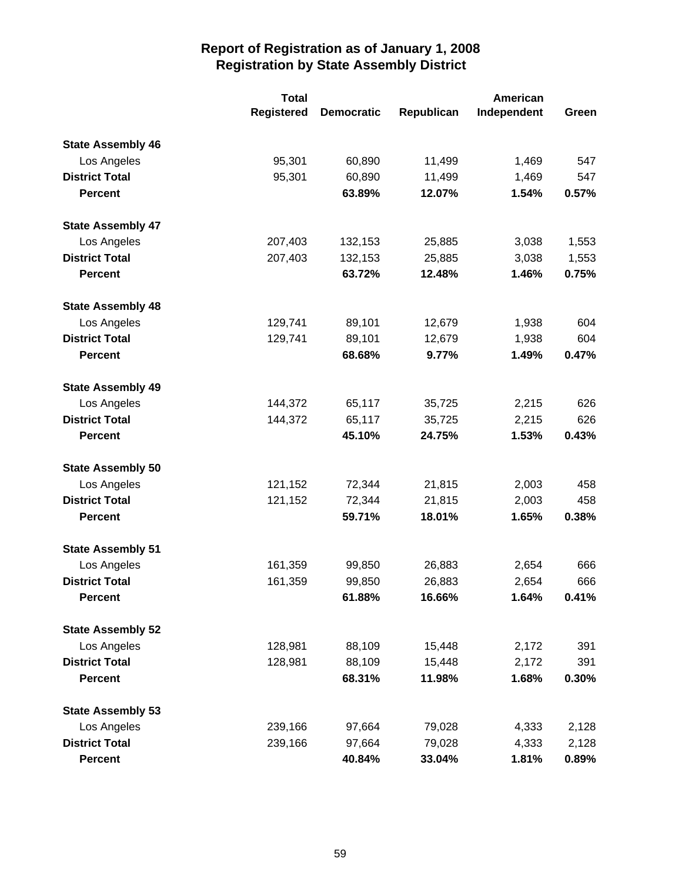# Report of Registration as of January 1, 2008
## Registration by State Assembly District

| | Total Registered | Democratic | Republican | American Independent | Green |
|---|---|---|---|---|---|
| **State Assembly 46** | | | | | |
| Los Angeles | 95,301 | 60,890 | 11,499 | 1,469 | 547 |
| **District Total** | 95,301 | 60,890 | 11,499 | 1,469 | 547 |
| **Percent** | | **63.89%** | **12.07%** | **1.54%** | **0.57%** |
| **State Assembly 47** | | | | | |
| Los Angeles | 207,403 | 132,153 | 25,885 | 3,038 | 1,553 |
| **District Total** | 207,403 | 132,153 | 25,885 | 3,038 | 1,553 |
| **Percent** | | **63.72%** | **12.48%** | **1.46%** | **0.75%** |
| **State Assembly 48** | | | | | |
| Los Angeles | 129,741 | 89,101 | 12,679 | 1,938 | 604 |
| **District Total** | 129,741 | 89,101 | 12,679 | 1,938 | 604 |
| **Percent** | | **68.68%** | **9.77%** | **1.49%** | **0.47%** |
| **State Assembly 49** | | | | | |
| Los Angeles | 144,372 | 65,117 | 35,725 | 2,215 | 626 |
| **District Total** | 144,372 | 65,117 | 35,725 | 2,215 | 626 |
| **Percent** | | **45.10%** | **24.75%** | **1.53%** | **0.43%** |
| **State Assembly 50** | | | | | |
| Los Angeles | 121,152 | 72,344 | 21,815 | 2,003 | 458 |
| **District Total** | 121,152 | 72,344 | 21,815 | 2,003 | 458 |
| **Percent** | | **59.71%** | **18.01%** | **1.65%** | **0.38%** |
| **State Assembly 51** | | | | | |
| Los Angeles | 161,359 | 99,850 | 26,883 | 2,654 | 666 |
| **District Total** | 161,359 | 99,850 | 26,883 | 2,654 | 666 |
| **Percent** | | **61.88%** | **16.66%** | **1.64%** | **0.41%** |
| **State Assembly 52** | | | | | |
| Los Angeles | 128,981 | 88,109 | 15,448 | 2,172 | 391 |
| **District Total** | 128,981 | 88,109 | 15,448 | 2,172 | 391 |
| **Percent** | | **68.31%** | **11.98%** | **1.68%** | **0.30%** |
| **State Assembly 53** | | | | | |
| Los Angeles | 239,166 | 97,664 | 79,028 | 4,333 | 2,128 |
| **District Total** | 239,166 | 97,664 | 79,028 | 4,333 | 2,128 |
| **Percent** | | **40.84%** | **33.04%** | **1.81%** | **0.89%** |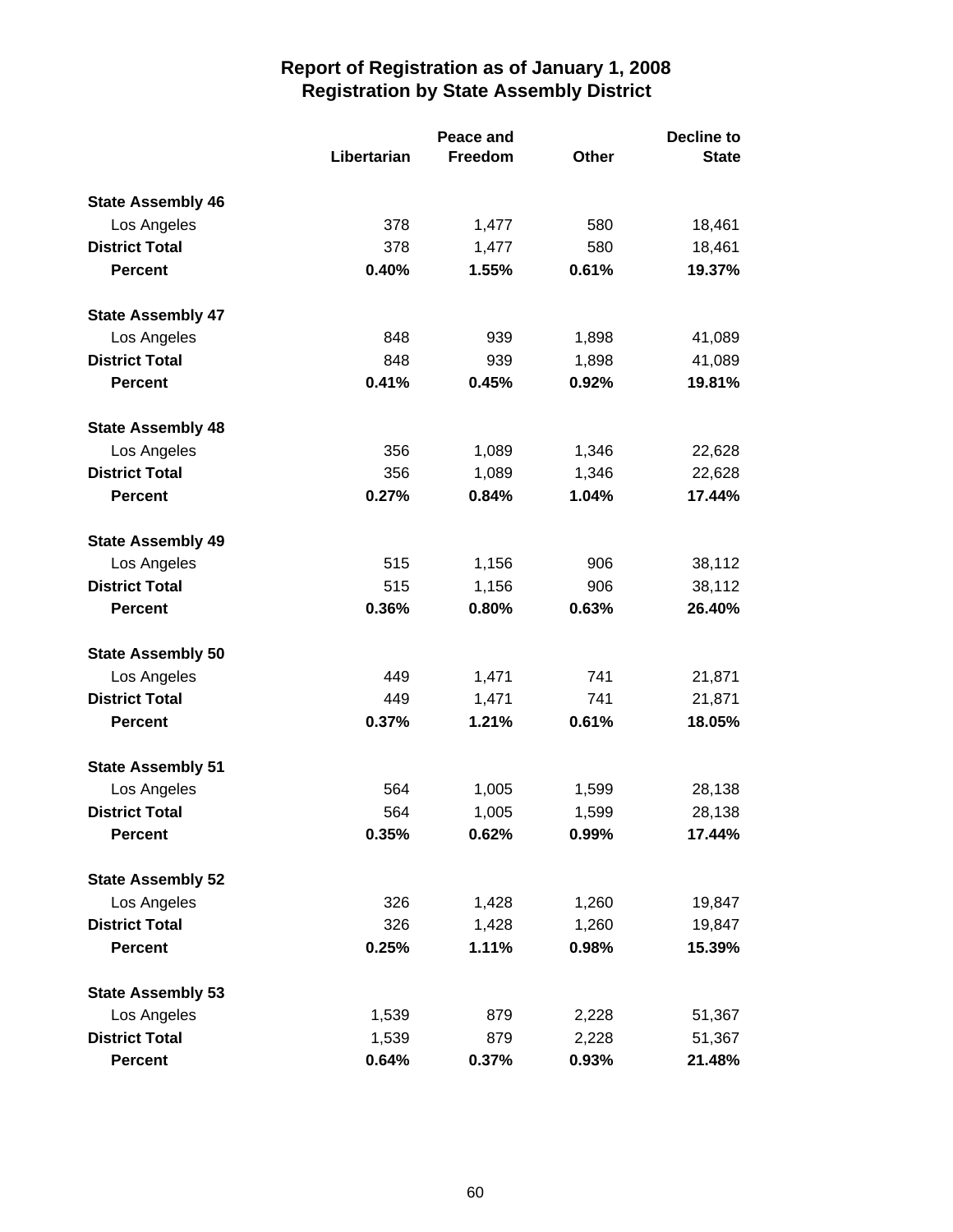# Report of Registration as of January 1, 2008
## Registration by State Assembly District

| | Libertarian | Peace and Freedom | Other | Decline to State |
|---|---|---|---|---|
| **State Assembly 46** | | | | |
| Los Angeles | 378 | 1,477 | 580 | 18,461 |
| **District Total** | 378 | 1,477 | 580 | 18,461 |
| **Percent** | **0.40%** | **1.55%** | **0.61%** | **19.37%** |
| **State Assembly 47** | | | | |
| Los Angeles | 848 | 939 | 1,898 | 41,089 |
| **District Total** | 848 | 939 | 1,898 | 41,089 |
| **Percent** | **0.41%** | **0.45%** | **0.92%** | **19.81%** |
| **State Assembly 48** | | | | |
| Los Angeles | 356 | 1,089 | 1,346 | 22,628 |
| **District Total** | 356 | 1,089 | 1,346 | 22,628 |
| **Percent** | **0.27%** | **0.84%** | **1.04%** | **17.44%** |
| **State Assembly 49** | | | | |
| Los Angeles | 515 | 1,156 | 906 | 38,112 |
| **District Total** | 515 | 1,156 | 906 | 38,112 |
| **Percent** | **0.36%** | **0.80%** | **0.63%** | **26.40%** |
| **State Assembly 50** | | | | |
| Los Angeles | 449 | 1,471 | 741 | 21,871 |
| **District Total** | 449 | 1,471 | 741 | 21,871 |
| **Percent** | **0.37%** | **1.21%** | **0.61%** | **18.05%** |
| **State Assembly 51** | | | | |
| Los Angeles | 564 | 1,005 | 1,599 | 28,138 |
| **District Total** | 564 | 1,005 | 1,599 | 28,138 |
| **Percent** | **0.35%** | **0.62%** | **0.99%** | **17.44%** |
| **State Assembly 52** | | | | |
| Los Angeles | 326 | 1,428 | 1,260 | 19,847 |
| **District Total** | 326 | 1,428 | 1,260 | 19,847 |
| **Percent** | **0.25%** | **1.11%** | **0.98%** | **15.39%** |
| **State Assembly 53** | | | | |
| Los Angeles | 1,539 | 879 | 2,228 | 51,367 |
| **District Total** | 1,539 | 879 | 2,228 | 51,367 |
| **Percent** | **0.64%** | **0.37%** | **0.93%** | **21.48%** |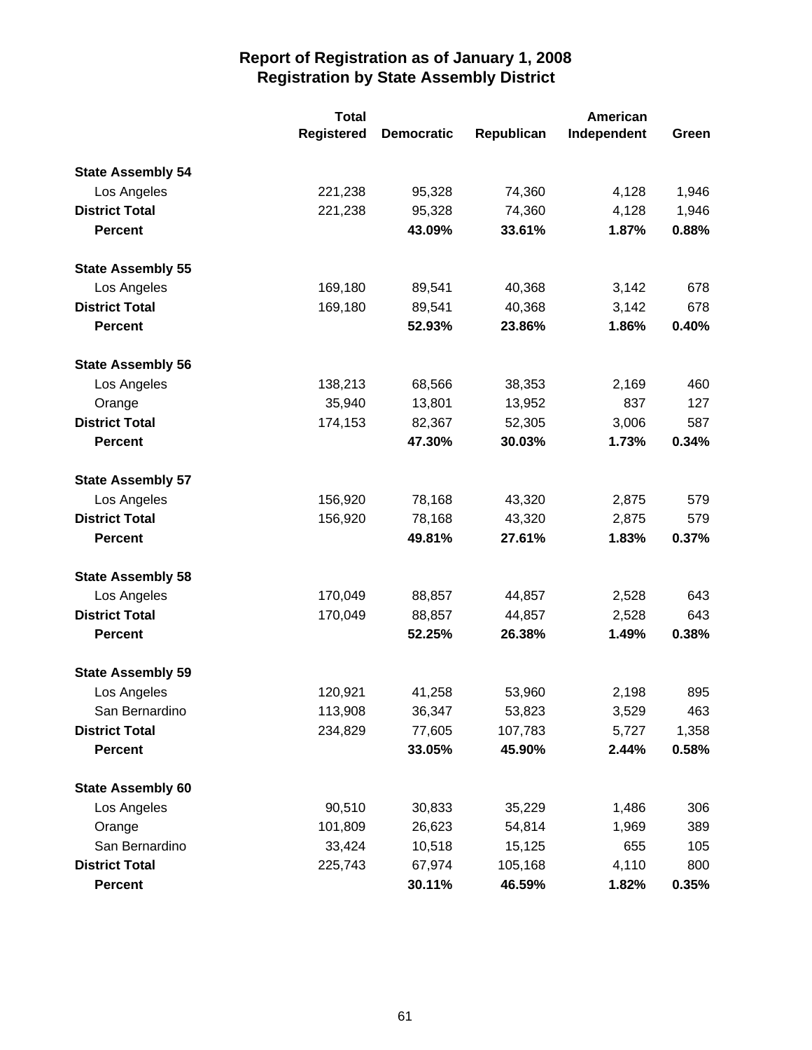# Report of Registration as of January 1, 2008
## Registration by State Assembly District

| | Total Registered | Democratic | Republican | American Independent | Green |
|---|---|---|---|---|---|
| **State Assembly 54** | | | | | |
| Los Angeles | 221,238 | 95,328 | 74,360 | 4,128 | 1,946 |
| **District Total** | 221,238 | 95,328 | 74,360 | 4,128 | 1,946 |
| **Percent** | | **43.09%** | **33.61%** | **1.87%** | **0.88%** |
| **State Assembly 55** | | | | | |
| Los Angeles | 169,180 | 89,541 | 40,368 | 3,142 | 678 |
| **District Total** | 169,180 | 89,541 | 40,368 | 3,142 | 678 |
| **Percent** | | **52.93%** | **23.86%** | **1.86%** | **0.40%** |
| **State Assembly 56** | | | | | |
| Los Angeles | 138,213 | 68,566 | 38,353 | 2,169 | 460 |
| Orange | 35,940 | 13,801 | 13,952 | 837 | 127 |
| **District Total** | 174,153 | 82,367 | 52,305 | 3,006 | 587 |
| **Percent** | | **47.30%** | **30.03%** | **1.73%** | **0.34%** |
| **State Assembly 57** | | | | | |
| Los Angeles | 156,920 | 78,168 | 43,320 | 2,875 | 579 |
| **District Total** | 156,920 | 78,168 | 43,320 | 2,875 | 579 |
| **Percent** | | **49.81%** | **27.61%** | **1.83%** | **0.37%** |
| **State Assembly 58** | | | | | |
| Los Angeles | 170,049 | 88,857 | 44,857 | 2,528 | 643 |
| **District Total** | 170,049 | 88,857 | 44,857 | 2,528 | 643 |
| **Percent** | | **52.25%** | **26.38%** | **1.49%** | **0.38%** |
| **State Assembly 59** | | | | | |
| Los Angeles | 120,921 | 41,258 | 53,960 | 2,198 | 895 |
| San Bernardino | 113,908 | 36,347 | 53,823 | 3,529 | 463 |
| **District Total** | 234,829 | 77,605 | 107,783 | 5,727 | 1,358 |
| **Percent** | | **33.05%** | **45.90%** | **2.44%** | **0.58%** |
| **State Assembly 60** | | | | | |
| Los Angeles | 90,510 | 30,833 | 35,229 | 1,486 | 306 |
| Orange | 101,809 | 26,623 | 54,814 | 1,969 | 389 |
| San Bernardino | 33,424 | 10,518 | 15,125 | 655 | 105 |
| **District Total** | 225,743 | 67,974 | 105,168 | 4,110 | 800 |
| **Percent** | | **30.11%** | **46.59%** | **1.82%** | **0.35%** |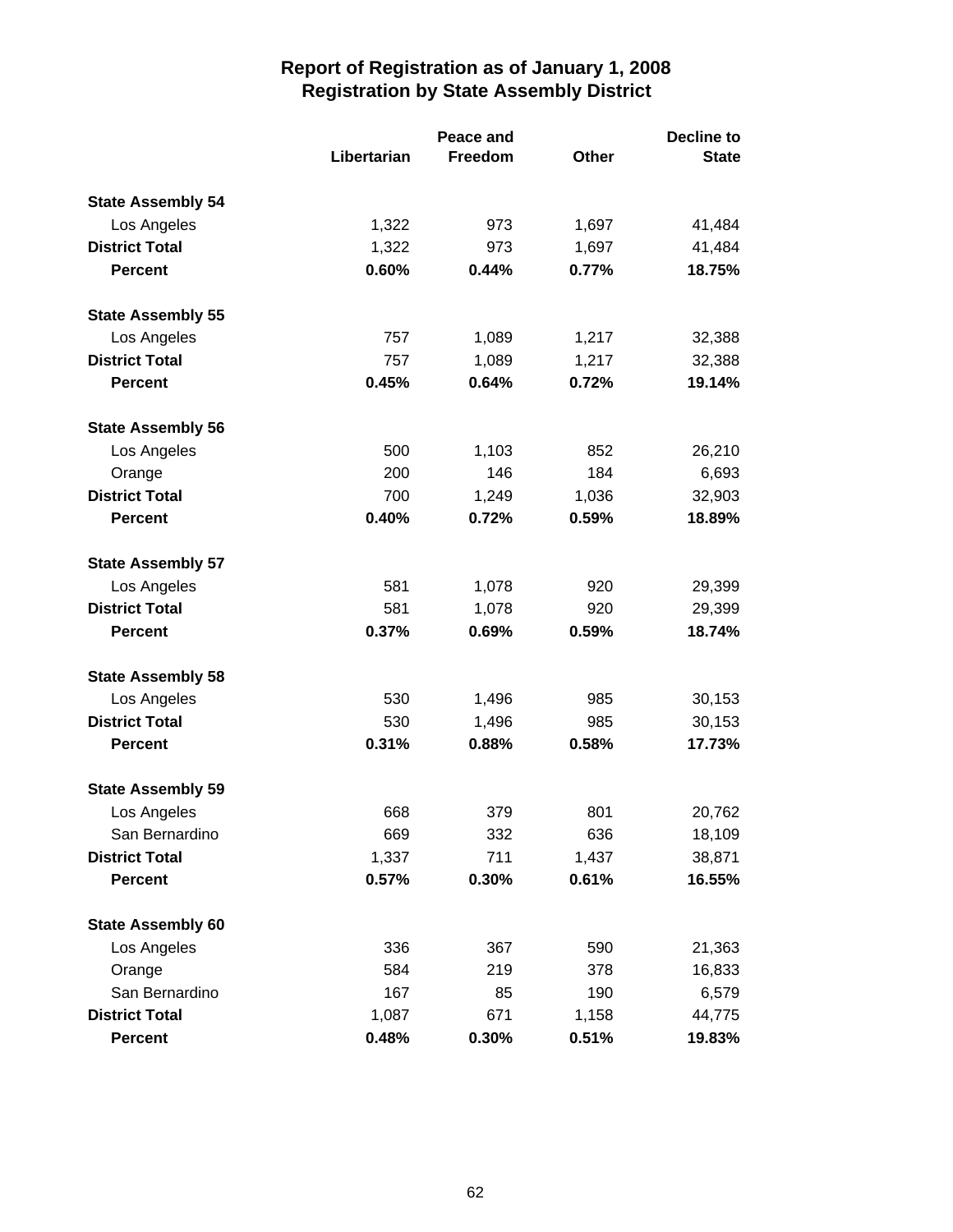# Report of Registration as of January 1, 2008
## Registration by State Assembly District

| | Libertarian | Peace and Freedom | Other | Decline to State |
|---|---|---|---|---|
| **State Assembly 54** | | | | |
| Los Angeles | 1,322 | 973 | 1,697 | 41,484 |
| **District Total** | 1,322 | 973 | 1,697 | 41,484 |
| **Percent** | **0.60%** | **0.44%** | **0.77%** | **18.75%** |
| **State Assembly 55** | | | | |
| Los Angeles | 757 | 1,089 | 1,217 | 32,388 |
| **District Total** | 757 | 1,089 | 1,217 | 32,388 |
| **Percent** | **0.45%** | **0.64%** | **0.72%** | **19.14%** |
| **State Assembly 56** | | | | |
| Los Angeles | 500 | 1,103 | 852 | 26,210 |
| Orange | 200 | 146 | 184 | 6,693 |
| **District Total** | 700 | 1,249 | 1,036 | 32,903 |
| **Percent** | **0.40%** | **0.72%** | **0.59%** | **18.89%** |
| **State Assembly 57** | | | | |
| Los Angeles | 581 | 1,078 | 920 | 29,399 |
| **District Total** | 581 | 1,078 | 920 | 29,399 |
| **Percent** | **0.37%** | **0.69%** | **0.59%** | **18.74%** |
| **State Assembly 58** | | | | |
| Los Angeles | 530 | 1,496 | 985 | 30,153 |
| **District Total** | 530 | 1,496 | 985 | 30,153 |
| **Percent** | **0.31%** | **0.88%** | **0.58%** | **17.73%** |
| **State Assembly 59** | | | | |
| Los Angeles | 668 | 379 | 801 | 20,762 |
| San Bernardino | 669 | 332 | 636 | 18,109 |
| **District Total** | 1,337 | 711 | 1,437 | 38,871 |
| **Percent** | **0.57%** | **0.30%** | **0.61%** | **16.55%** |
| **State Assembly 60** | | | | |
| Los Angeles | 336 | 367 | 590 | 21,363 |
| Orange | 584 | 219 | 378 | 16,833 |
| San Bernardino | 167 | 85 | 190 | 6,579 |
| **District Total** | 1,087 | 671 | 1,158 | 44,775 |
| **Percent** | **0.48%** | **0.30%** | **0.51%** | **19.83%** |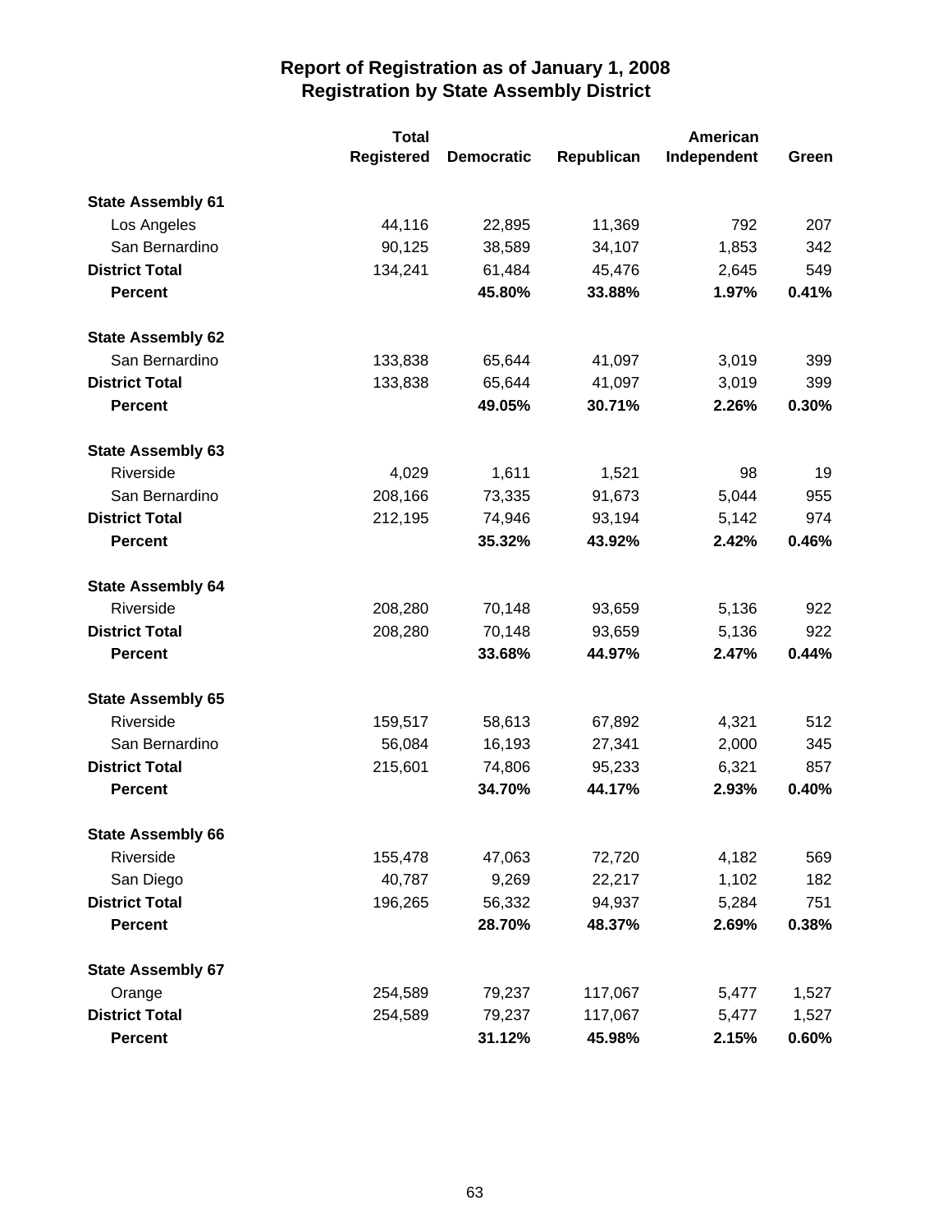# Report of Registration as of January 1, 2008
## Registration by State Assembly District

| | Total Registered | Democratic | Republican | American Independent | Green |
|---|---|---|---|---|---|
| **State Assembly 61** | | | | | |
| Los Angeles | 44,116 | 22,895 | 11,369 | 792 | 207 |
| San Bernardino | 90,125 | 38,589 | 34,107 | 1,853 | 342 |
| **District Total** | 134,241 | 61,484 | 45,476 | 2,645 | 549 |
| **Percent** | | **45.80%** | **33.88%** | **1.97%** | **0.41%** |
| **State Assembly 62** | | | | | |
| San Bernardino | 133,838 | 65,644 | 41,097 | 3,019 | 399 |
| **District Total** | 133,838 | 65,644 | 41,097 | 3,019 | 399 |
| **Percent** | | **49.05%** | **30.71%** | **2.26%** | **0.30%** |
| **State Assembly 63** | | | | | |
| Riverside | 4,029 | 1,611 | 1,521 | 98 | 19 |
| San Bernardino | 208,166 | 73,335 | 91,673 | 5,044 | 955 |
| **District Total** | 212,195 | 74,946 | 93,194 | 5,142 | 974 |
| **Percent** | | **35.32%** | **43.92%** | **2.42%** | **0.46%** |
| **State Assembly 64** | | | | | |
| Riverside | 208,280 | 70,148 | 93,659 | 5,136 | 922 |
| **District Total** | 208,280 | 70,148 | 93,659 | 5,136 | 922 |
| **Percent** | | **33.68%** | **44.97%** | **2.47%** | **0.44%** |
| **State Assembly 65** | | | | | |
| Riverside | 159,517 | 58,613 | 67,892 | 4,321 | 512 |
| San Bernardino | 56,084 | 16,193 | 27,341 | 2,000 | 345 |
| **District Total** | 215,601 | 74,806 | 95,233 | 6,321 | 857 |
| **Percent** | | **34.70%** | **44.17%** | **2.93%** | **0.40%** |
| **State Assembly 66** | | | | | |
| Riverside | 155,478 | 47,063 | 72,720 | 4,182 | 569 |
| San Diego | 40,787 | 9,269 | 22,217 | 1,102 | 182 |
| **District Total** | 196,265 | 56,332 | 94,937 | 5,284 | 751 |
| **Percent** | | **28.70%** | **48.37%** | **2.69%** | **0.38%** |
| **State Assembly 67** | | | | | |
| Orange | 254,589 | 79,237 | 117,067 | 5,477 | 1,527 |
| **District Total** | 254,589 | 79,237 | 117,067 | 5,477 | 1,527 |
| **Percent** | | **31.12%** | **45.98%** | **2.15%** | **0.60%** |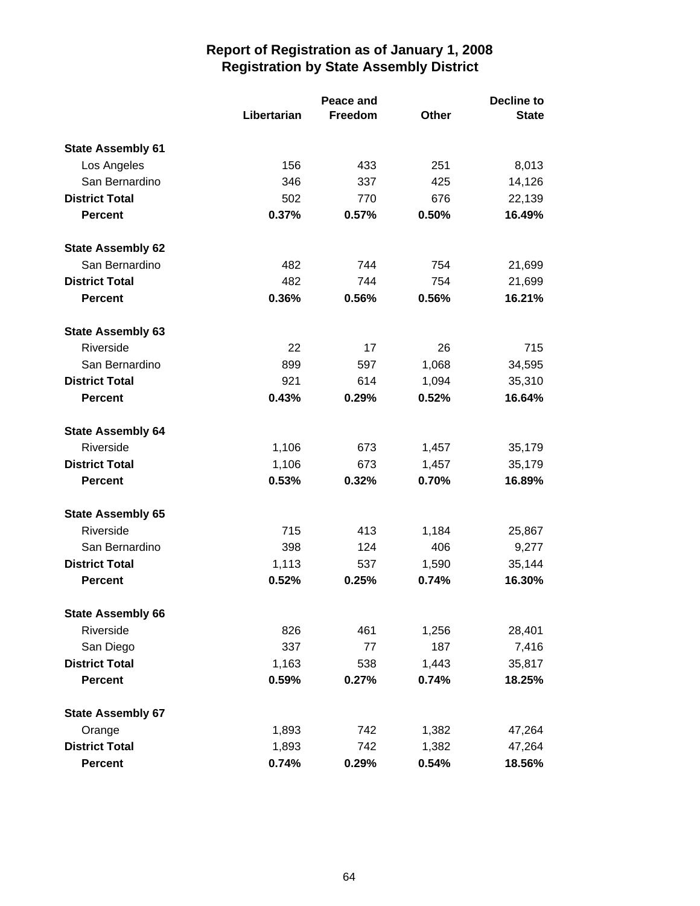# Report of Registration as of January 1, 2008
## Registration by State Assembly District

| | Libertarian | Peace and Freedom | Other | Decline to State |
|---|---|---|---|---|
| **State Assembly 61** | | | | |
| Los Angeles | 156 | 433 | 251 | 8,013 |
| San Bernardino | 346 | 337 | 425 | 14,126 |
| **District Total** | 502 | 770 | 676 | 22,139 |
| **Percent** | **0.37%** | **0.57%** | **0.50%** | **16.49%** |
| **State Assembly 62** | | | | |
| San Bernardino | 482 | 744 | 754 | 21,699 |
| **District Total** | 482 | 744 | 754 | 21,699 |
| **Percent** | **0.36%** | **0.56%** | **0.56%** | **16.21%** |
| **State Assembly 63** | | | | |
| Riverside | 22 | 17 | 26 | 715 |
| San Bernardino | 899 | 597 | 1,068 | 34,595 |
| **District Total** | 921 | 614 | 1,094 | 35,310 |
| **Percent** | **0.43%** | **0.29%** | **0.52%** | **16.64%** |
| **State Assembly 64** | | | | |
| Riverside | 1,106 | 673 | 1,457 | 35,179 |
| **District Total** | 1,106 | 673 | 1,457 | 35,179 |
| **Percent** | **0.53%** | **0.32%** | **0.70%** | **16.89%** |
| **State Assembly 65** | | | | |
| Riverside | 715 | 413 | 1,184 | 25,867 |
| San Bernardino | 398 | 124 | 406 | 9,277 |
| **District Total** | 1,113 | 537 | 1,590 | 35,144 |
| **Percent** | **0.52%** | **0.25%** | **0.74%** | **16.30%** |
| **State Assembly 66** | | | | |
| Riverside | 826 | 461 | 1,256 | 28,401 |
| San Diego | 337 | 77 | 187 | 7,416 |
| **District Total** | 1,163 | 538 | 1,443 | 35,817 |
| **Percent** | **0.59%** | **0.27%** | **0.74%** | **18.25%** |
| **State Assembly 67** | | | | |
| Orange | 1,893 | 742 | 1,382 | 47,264 |
| **District Total** | 1,893 | 742 | 1,382 | 47,264 |
| **Percent** | **0.74%** | **0.29%** | **0.54%** | **18.56%** |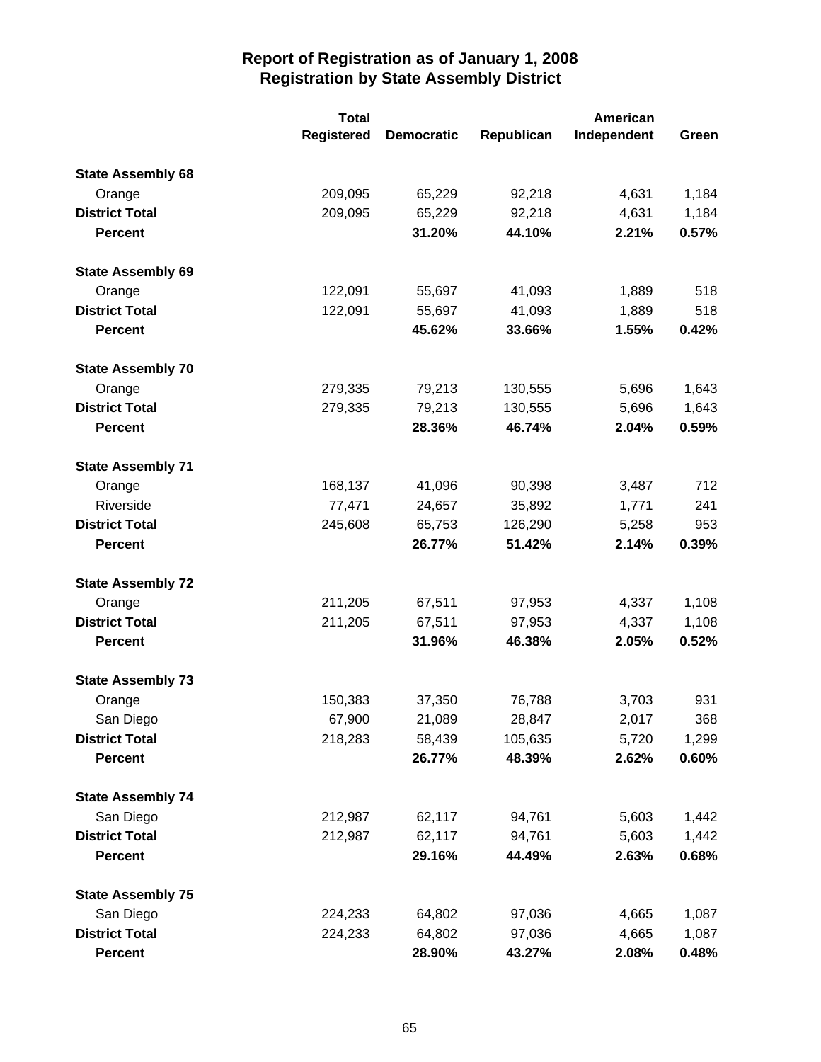# Report of Registration as of January 1, 2008
## Registration by State Assembly District

| | Total Registered | Democratic | Republican | American Independent | Green |
|---|---|---|---|---|---|
| **State Assembly 68** | | | | | |
| Orange | 209,095 | 65,229 | 92,218 | 4,631 | 1,184 |
| **District Total** | 209,095 | 65,229 | 92,218 | 4,631 | 1,184 |
| **Percent** | | **31.20%** | **44.10%** | **2.21%** | **0.57%** |
| **State Assembly 69** | | | | | |
| Orange | 122,091 | 55,697 | 41,093 | 1,889 | 518 |
| **District Total** | 122,091 | 55,697 | 41,093 | 1,889 | 518 |
| **Percent** | | **45.62%** | **33.66%** | **1.55%** | **0.42%** |
| **State Assembly 70** | | | | | |
| Orange | 279,335 | 79,213 | 130,555 | 5,696 | 1,643 |
| **District Total** | 279,335 | 79,213 | 130,555 | 5,696 | 1,643 |
| **Percent** | | **28.36%** | **46.74%** | **2.04%** | **0.59%** |
| **State Assembly 71** | | | | | |
| Orange | 168,137 | 41,096 | 90,398 | 3,487 | 712 |
| Riverside | 77,471 | 24,657 | 35,892 | 1,771 | 241 |
| **District Total** | 245,608 | 65,753 | 126,290 | 5,258 | 953 |
| **Percent** | | **26.77%** | **51.42%** | **2.14%** | **0.39%** |
| **State Assembly 72** | | | | | |
| Orange | 211,205 | 67,511 | 97,953 | 4,337 | 1,108 |
| **District Total** | 211,205 | 67,511 | 97,953 | 4,337 | 1,108 |
| **Percent** | | **31.96%** | **46.38%** | **2.05%** | **0.52%** |
| **State Assembly 73** | | | | | |
| Orange | 150,383 | 37,350 | 76,788 | 3,703 | 931 |
| San Diego | 67,900 | 21,089 | 28,847 | 2,017 | 368 |
| **District Total** | 218,283 | 58,439 | 105,635 | 5,720 | 1,299 |
| **Percent** | | **26.77%** | **48.39%** | **2.62%** | **0.60%** |
| **State Assembly 74** | | | | | |
| San Diego | 212,987 | 62,117 | 94,761 | 5,603 | 1,442 |
| **District Total** | 212,987 | 62,117 | 94,761 | 5,603 | 1,442 |
| **Percent** | | **29.16%** | **44.49%** | **2.63%** | **0.68%** |
| **State Assembly 75** | | | | | |
| San Diego | 224,233 | 64,802 | 97,036 | 4,665 | 1,087 |
| **District Total** | 224,233 | 64,802 | 97,036 | 4,665 | 1,087 |
| **Percent** | | **28.90%** | **43.27%** | **2.08%** | **0.48%** |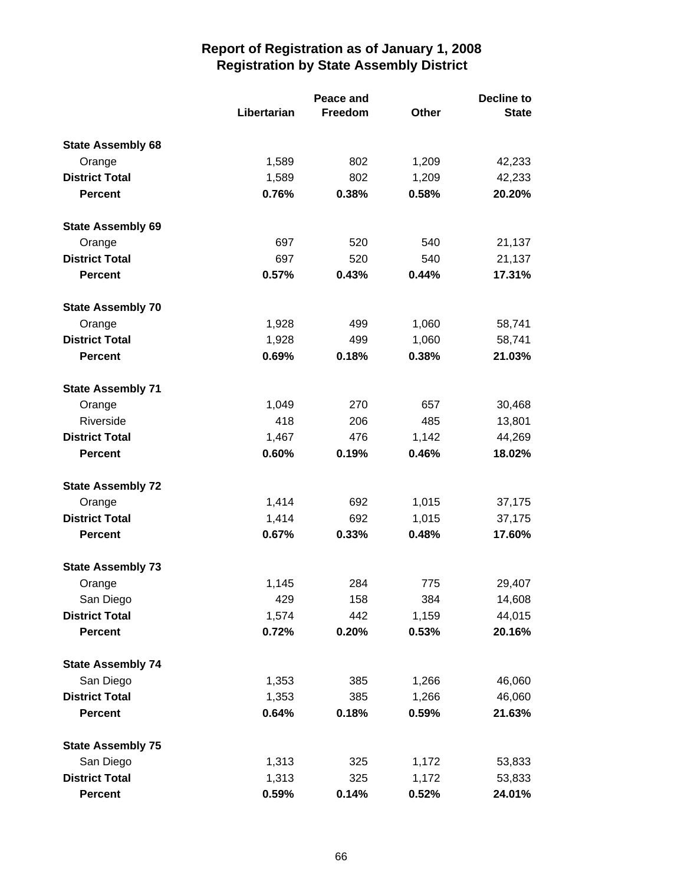# Report of Registration as of January 1, 2008
## Registration by State Assembly District

| | Libertarian | Peace and Freedom | Other | Decline to State |
|---|---|---|---|---|
| **State Assembly 68** | | | | |
| Orange | 1,589 | 802 | 1,209 | 42,233 |
| **District Total** | 1,589 | 802 | 1,209 | 42,233 |
| **Percent** | **0.76%** | **0.38%** | **0.58%** | **20.20%** |
| **State Assembly 69** | | | | |
| Orange | 697 | 520 | 540 | 21,137 |
| **District Total** | 697 | 520 | 540 | 21,137 |
| **Percent** | **0.57%** | **0.43%** | **0.44%** | **17.31%** |
| **State Assembly 70** | | | | |
| Orange | 1,928 | 499 | 1,060 | 58,741 |
| **District Total** | 1,928 | 499 | 1,060 | 58,741 |
| **Percent** | **0.69%** | **0.18%** | **0.38%** | **21.03%** |
| **State Assembly 71** | | | | |
| Orange | 1,049 | 270 | 657 | 30,468 |
| Riverside | 418 | 206 | 485 | 13,801 |
| **District Total** | 1,467 | 476 | 1,142 | 44,269 |
| **Percent** | **0.60%** | **0.19%** | **0.46%** | **18.02%** |
| **State Assembly 72** | | | | |
| Orange | 1,414 | 692 | 1,015 | 37,175 |
| **District Total** | 1,414 | 692 | 1,015 | 37,175 |
| **Percent** | **0.67%** | **0.33%** | **0.48%** | **17.60%** |
| **State Assembly 73** | | | | |
| Orange | 1,145 | 284 | 775 | 29,407 |
| San Diego | 429 | 158 | 384 | 14,608 |
| **District Total** | 1,574 | 442 | 1,159 | 44,015 |
| **Percent** | **0.72%** | **0.20%** | **0.53%** | **20.16%** |
| **State Assembly 74** | | | | |
| San Diego | 1,353 | 385 | 1,266 | 46,060 |
| **District Total** | 1,353 | 385 | 1,266 | 46,060 |
| **Percent** | **0.64%** | **0.18%** | **0.59%** | **21.63%** |
| **State Assembly 75** | | | | |
| San Diego | 1,313 | 325 | 1,172 | 53,833 |
| **District Total** | 1,313 | 325 | 1,172 | 53,833 |
| **Percent** | **0.59%** | **0.14%** | **0.52%** | **24.01%** |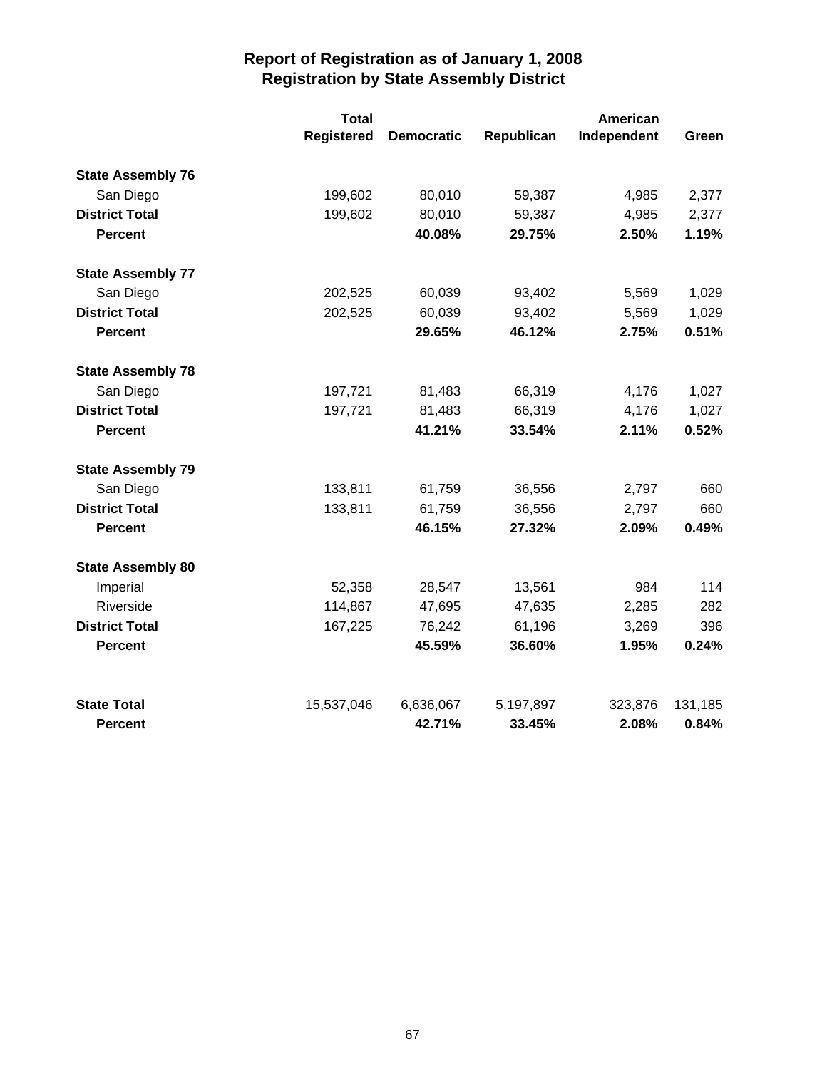# Report of Registration as of January 1, 2008
## Registration by State Assembly District

| | Total Registered | Democratic | Republican | American Independent | Green |
|---|---|---|---|---|---|
| **State Assembly 76** | | | | | |
| San Diego | 199,602 | 80,010 | 59,387 | 4,985 | 2,377 |
| **District Total** | 199,602 | 80,010 | 59,387 | 4,985 | 2,377 |
| **Percent** | | **40.08%** | **29.75%** | **2.50%** | **1.19%** |
| **State Assembly 77** | | | | | |
| San Diego | 202,525 | 60,039 | 93,402 | 5,569 | 1,029 |
| **District Total** | 202,525 | 60,039 | 93,402 | 5,569 | 1,029 |
| **Percent** | | **29.65%** | **46.12%** | **2.75%** | **0.51%** |
| **State Assembly 78** | | | | | |
| San Diego | 197,721 | 81,483 | 66,319 | 4,176 | 1,027 |
| **District Total** | 197,721 | 81,483 | 66,319 | 4,176 | 1,027 |
| **Percent** | | **41.21%** | **33.54%** | **2.11%** | **0.52%** |
| **State Assembly 79** | | | | | |
| San Diego | 133,811 | 61,759 | 36,556 | 2,797 | 660 |
| **District Total** | 133,811 | 61,759 | 36,556 | 2,797 | 660 |
| **Percent** | | **46.15%** | **27.32%** | **2.09%** | **0.49%** |
| **State Assembly 80** | | | | | |
| Imperial | 52,358 | 28,547 | 13,561 | 984 | 114 |
| Riverside | 114,867 | 47,695 | 47,635 | 2,285 | 282 |
| **District Total** | 167,225 | 76,242 | 61,196 | 3,269 | 396 |
| **Percent** | | **45.59%** | **36.60%** | **1.95%** | **0.24%** |
| **State Total** | 15,537,046 | 6,636,067 | 5,197,897 | 323,876 | 131,185 |
| **Percent** | | **42.71%** | **33.45%** | **2.08%** | **0.84%** |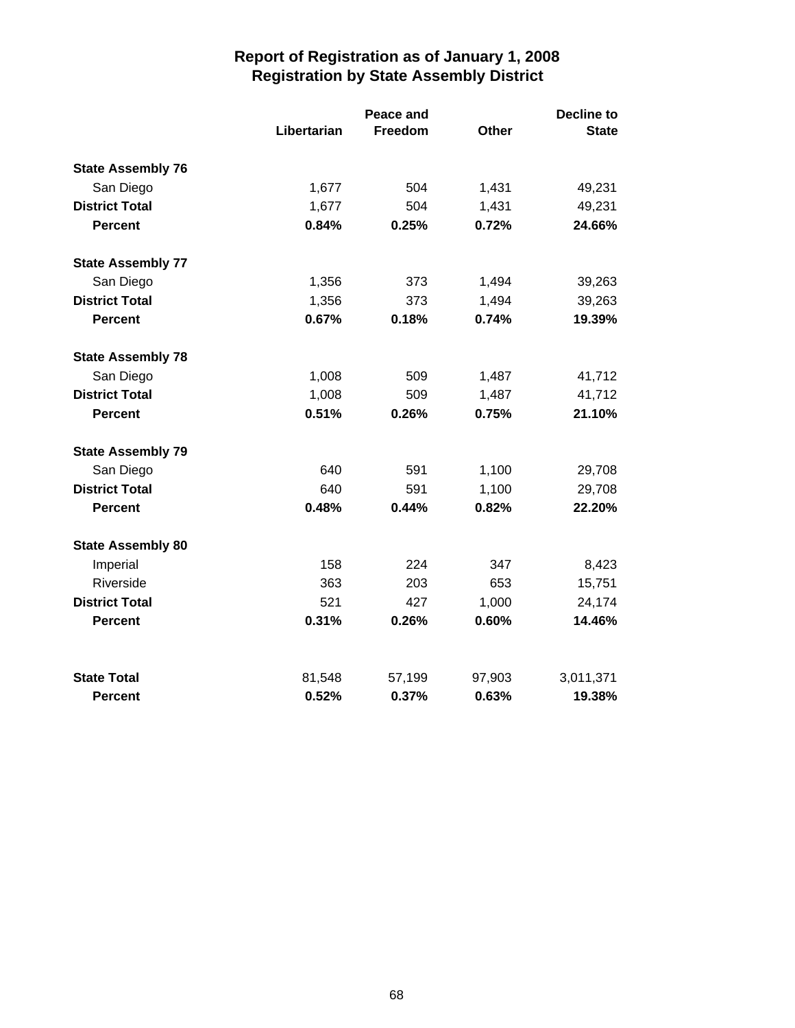# Report of Registration as of January 1, 2008
## Registration by State Assembly District

| | Libertarian | Peace and Freedom | Other | Decline to State |
|---|---|---|---|---|
| **State Assembly 76** | | | | |
| San Diego | 1,677 | 504 | 1,431 | 49,231 |
| **District Total** | 1,677 | 504 | 1,431 | 49,231 |
| **Percent** | **0.84%** | **0.25%** | **0.72%** | **24.66%** |
| **State Assembly 77** | | | | |
| San Diego | 1,356 | 373 | 1,494 | 39,263 |
| **District Total** | 1,356 | 373 | 1,494 | 39,263 |
| **Percent** | **0.67%** | **0.18%** | **0.74%** | **19.39%** |
| **State Assembly 78** | | | | |
| San Diego | 1,008 | 509 | 1,487 | 41,712 |
| **District Total** | 1,008 | 509 | 1,487 | 41,712 |
| **Percent** | **0.51%** | **0.26%** | **0.75%** | **21.10%** |
| **State Assembly 79** | | | | |
| San Diego | 640 | 591 | 1,100 | 29,708 |
| **District Total** | 640 | 591 | 1,100 | 29,708 |
| **Percent** | **0.48%** | **0.44%** | **0.82%** | **22.20%** |
| **State Assembly 80** | | | | |
| Imperial | 158 | 224 | 347 | 8,423 |
| Riverside | 363 | 203 | 653 | 15,751 |
| **District Total** | 521 | 427 | 1,000 | 24,174 |
| **Percent** | **0.31%** | **0.26%** | **0.60%** | **14.46%** |
| **State Total** | 81,548 | 57,199 | 97,903 | 3,011,371 |
| **Percent** | **0.52%** | **0.37%** | **0.63%** | **19.38%** |